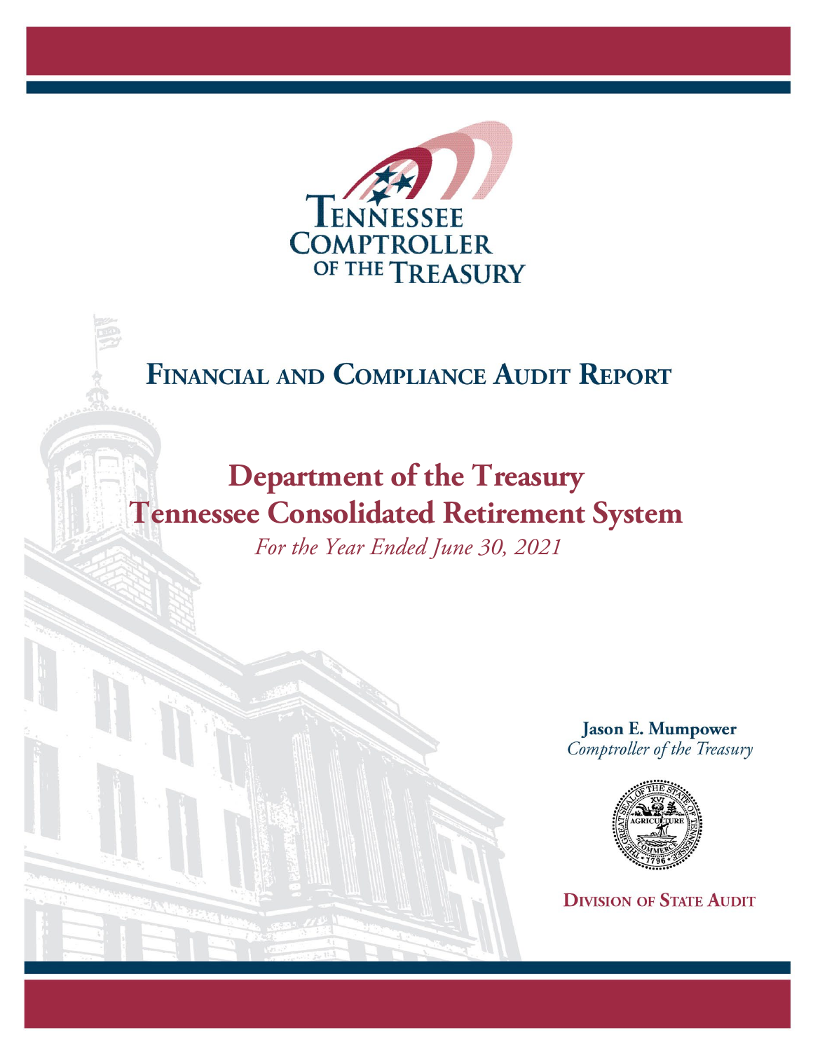Tennessee Comptroller of the Treasury

# Financial and Compliance Audit Report

## Department of the Treasury
## Tennessee Consolidated Retirement System

*For the Year Ended June 30, 2021*

**Jason E. Mumpower**
*Comptroller of the Treasury*

**Division of State Audit**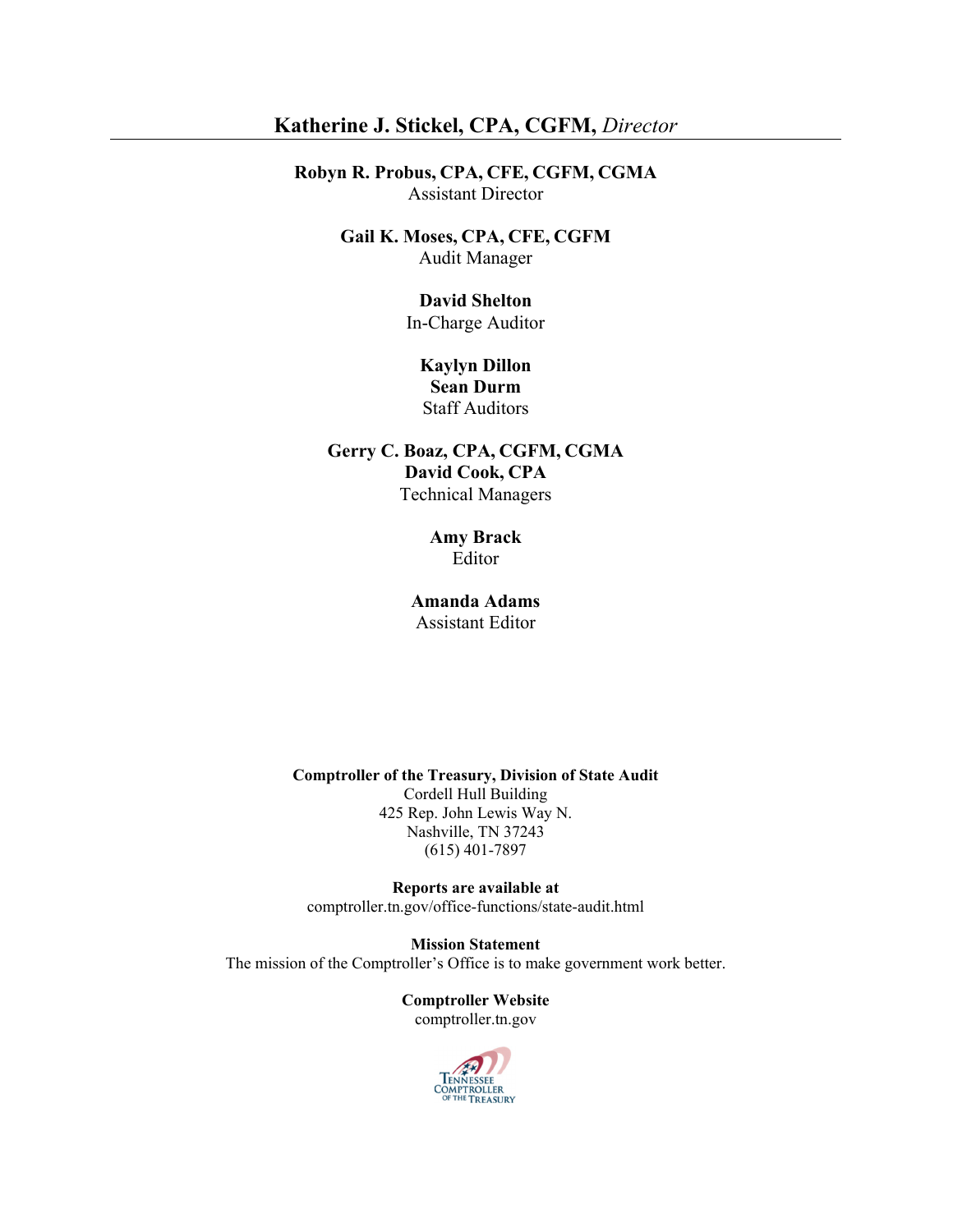**Katherine J. Stickel, CPA, CGFM,** *Director*

---

**Robyn R. Probus, CPA, CFE, CGFM, CGMA**
Assistant Director

**Gail K. Moses, CPA, CFE, CGFM**
Audit Manager

**David Shelton**
In-Charge Auditor

**Kaylyn Dillon**
**Sean Durm**
Staff Auditors

**Gerry C. Boaz, CPA, CGFM, CGMA**
**David Cook, CPA**
Technical Managers

**Amy Brack**
Editor

**Amanda Adams**
Assistant Editor

**Comptroller of the Treasury, Division of State Audit**
Cordell Hull Building
425 Rep. John Lewis Way N.
Nashville, TN 37243
(615) 401-7897

**Reports are available at**
comptroller.tn.gov/office-functions/state-audit.html

**Mission Statement**
The mission of the Comptroller's Office is to make government work better.

**Comptroller Website**
comptroller.tn.gov

Tennessee Comptroller of the Treasury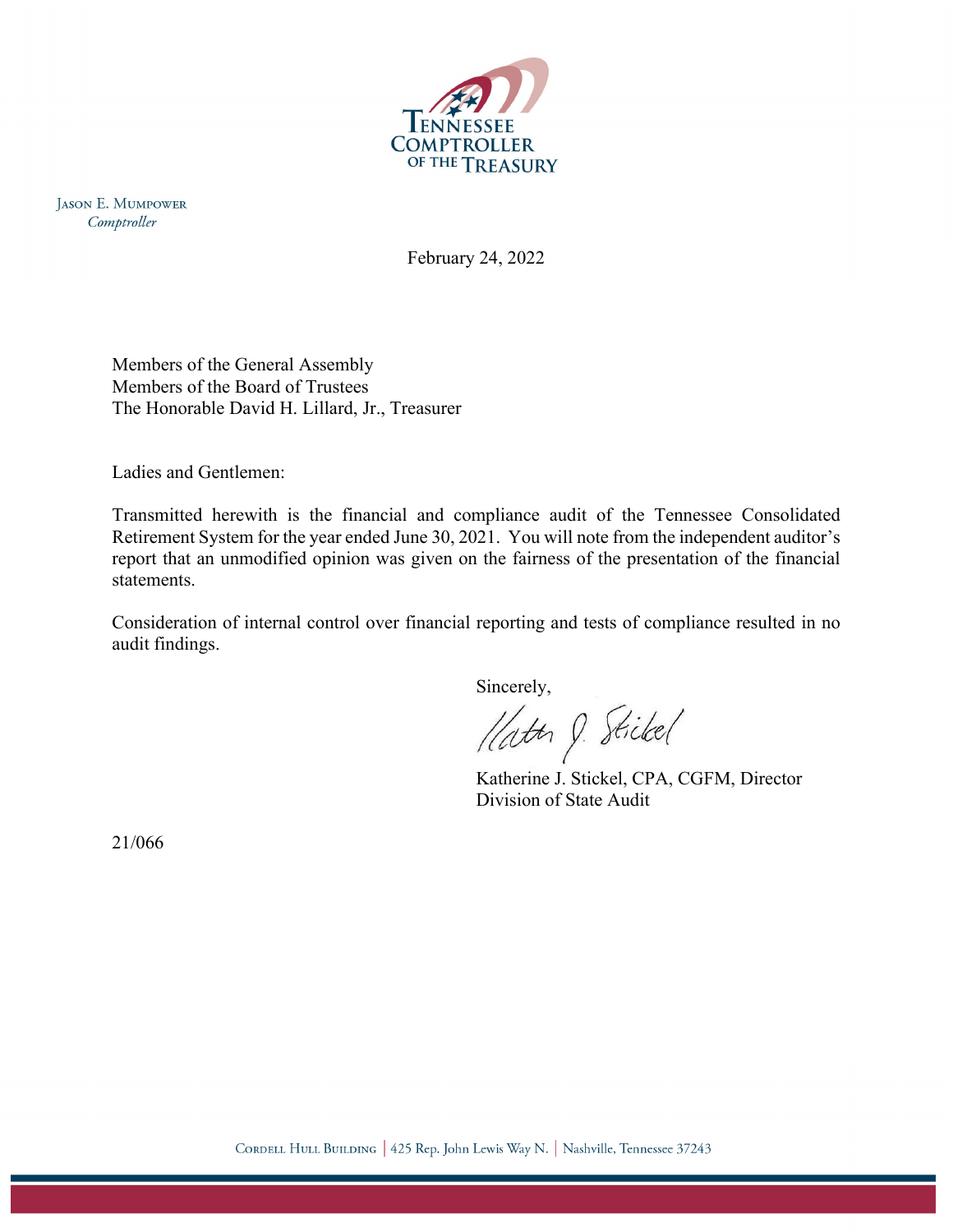Tennessee Comptroller of the Treasury

Jason E. Mumpower
*Comptroller*

February 24, 2022

Members of the General Assembly
Members of the Board of Trustees
The Honorable David H. Lillard, Jr., Treasurer

Ladies and Gentlemen:

Transmitted herewith is the financial and compliance audit of the Tennessee Consolidated Retirement System for the year ended June 30, 2021. You will note from the independent auditor's report that an unmodified opinion was given on the fairness of the presentation of the financial statements.

Consideration of internal control over financial reporting and tests of compliance resulted in no audit findings.

Sincerely,

Katherine J. Stickel, CPA, CGFM, Director
Division of State Audit

21/066

Cordell Hull Building | 425 Rep. John Lewis Way N. | Nashville, Tennessee 37243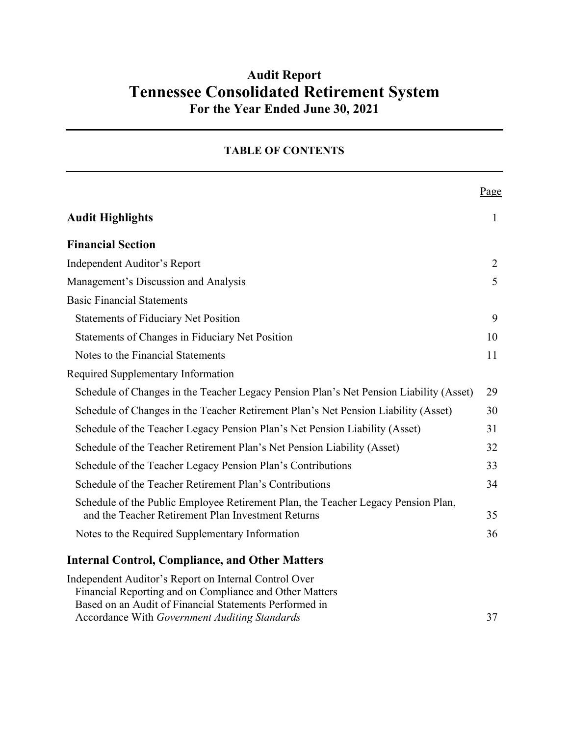**Audit Report**

# Tennessee Consolidated Retirement System

**For the Year Ended June 30, 2021**

## TABLE OF CONTENTS

| | Page |
|---|---|
| **Audit Highlights** | 1 |
| **Financial Section** | |
| Independent Auditor's Report | 2 |
| Management's Discussion and Analysis | 5 |
| Basic Financial Statements | |
| Statements of Fiduciary Net Position | 9 |
| Statements of Changes in Fiduciary Net Position | 10 |
| Notes to the Financial Statements | 11 |
| Required Supplementary Information | |
| Schedule of Changes in the Teacher Legacy Pension Plan's Net Pension Liability (Asset) | 29 |
| Schedule of Changes in the Teacher Retirement Plan's Net Pension Liability (Asset) | 30 |
| Schedule of the Teacher Legacy Pension Plan's Net Pension Liability (Asset) | 31 |
| Schedule of the Teacher Retirement Plan's Net Pension Liability (Asset) | 32 |
| Schedule of the Teacher Legacy Pension Plan's Contributions | 33 |
| Schedule of the Teacher Retirement Plan's Contributions | 34 |
| Schedule of the Public Employee Retirement Plan, the Teacher Legacy Pension Plan, and the Teacher Retirement Plan Investment Returns | 35 |
| Notes to the Required Supplementary Information | 36 |
| **Internal Control, Compliance, and Other Matters** | |
| Independent Auditor's Report on Internal Control Over Financial Reporting and on Compliance and Other Matters Based on an Audit of Financial Statements Performed in Accordance With *Government Auditing Standards* | 37 |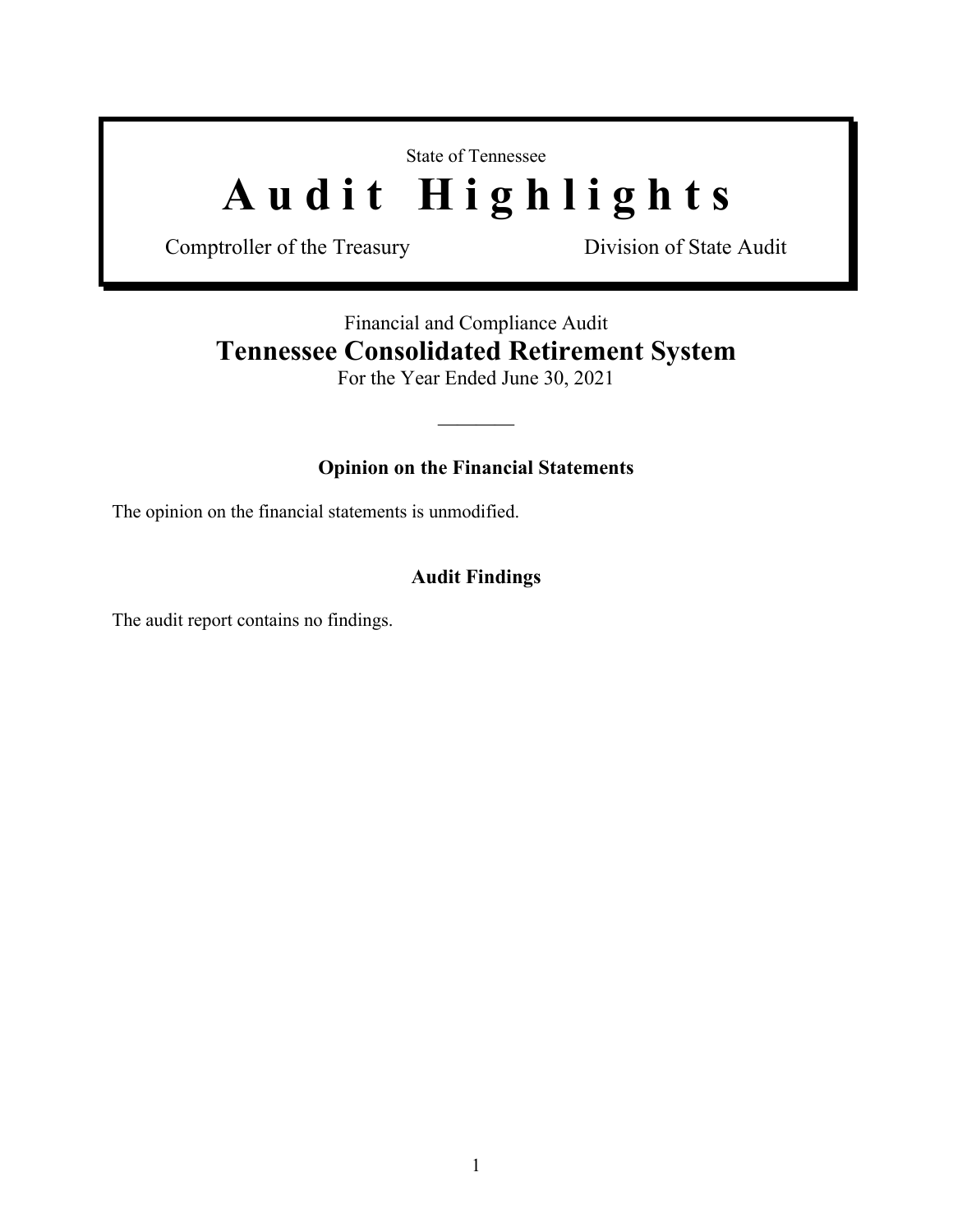State of Tennessee

# Audit Highlights

Comptroller of the Treasury — Division of State Audit

Financial and Compliance Audit

## Tennessee Consolidated Retirement System

For the Year Ended June 30, 2021

---

### Opinion on the Financial Statements

The opinion on the financial statements is unmodified.

### Audit Findings

The audit report contains no findings.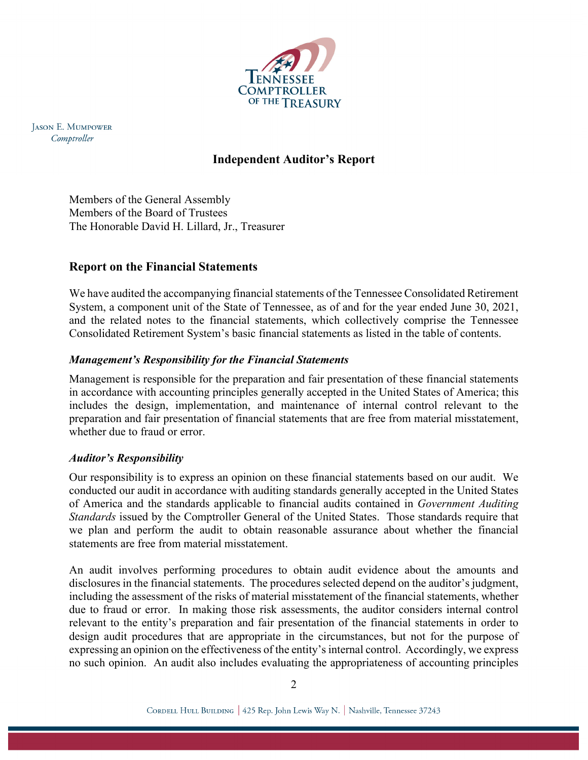TENNESSEE COMPTROLLER OF THE TREASURY

JASON E. MUMPOWER
*Comptroller*

## Independent Auditor's Report

Members of the General Assembly
Members of the Board of Trustees
The Honorable David H. Lillard, Jr., Treasurer

### Report on the Financial Statements

We have audited the accompanying financial statements of the Tennessee Consolidated Retirement System, a component unit of the State of Tennessee, as of and for the year ended June 30, 2021, and the related notes to the financial statements, which collectively comprise the Tennessee Consolidated Retirement System's basic financial statements as listed in the table of contents.

#### *Management's Responsibility for the Financial Statements*

Management is responsible for the preparation and fair presentation of these financial statements in accordance with accounting principles generally accepted in the United States of America; this includes the design, implementation, and maintenance of internal control relevant to the preparation and fair presentation of financial statements that are free from material misstatement, whether due to fraud or error.

#### *Auditor's Responsibility*

Our responsibility is to express an opinion on these financial statements based on our audit. We conducted our audit in accordance with auditing standards generally accepted in the United States of America and the standards applicable to financial audits contained in *Government Auditing Standards* issued by the Comptroller General of the United States. Those standards require that we plan and perform the audit to obtain reasonable assurance about whether the financial statements are free from material misstatement.

An audit involves performing procedures to obtain audit evidence about the amounts and disclosures in the financial statements. The procedures selected depend on the auditor's judgment, including the assessment of the risks of material misstatement of the financial statements, whether due to fraud or error. In making those risk assessments, the auditor considers internal control relevant to the entity's preparation and fair presentation of the financial statements in order to design audit procedures that are appropriate in the circumstances, but not for the purpose of expressing an opinion on the effectiveness of the entity's internal control. Accordingly, we express no such opinion. An audit also includes evaluating the appropriateness of accounting principles

CORDELL HULL BUILDING | 425 Rep. John Lewis Way N. | Nashville, Tennessee 37243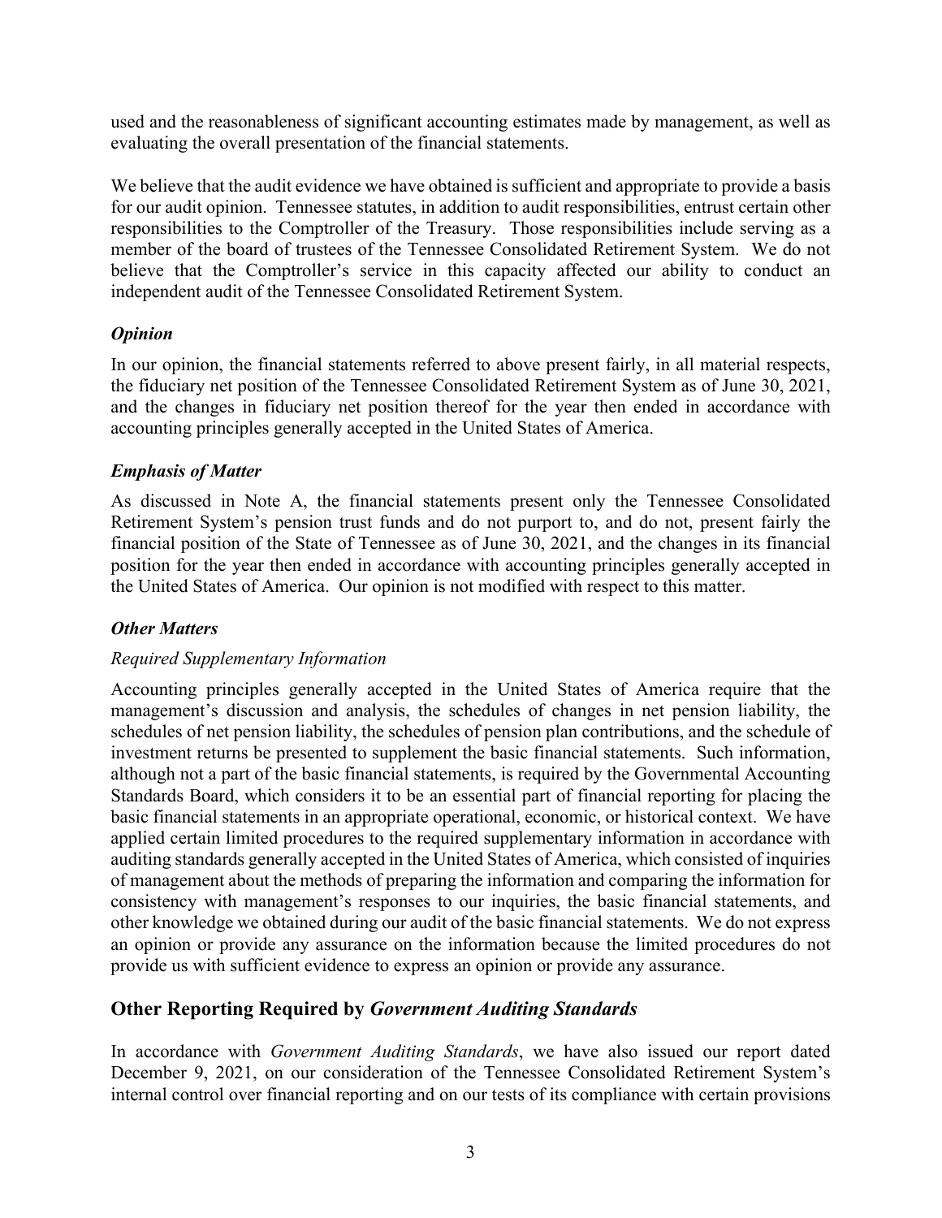used and the reasonableness of significant accounting estimates made by management, as well as evaluating the overall presentation of the financial statements.

We believe that the audit evidence we have obtained is sufficient and appropriate to provide a basis for our audit opinion. Tennessee statutes, in addition to audit responsibilities, entrust certain other responsibilities to the Comptroller of the Treasury. Those responsibilities include serving as a member of the board of trustees of the Tennessee Consolidated Retirement System. We do not believe that the Comptroller's service in this capacity affected our ability to conduct an independent audit of the Tennessee Consolidated Retirement System.

### *Opinion*

In our opinion, the financial statements referred to above present fairly, in all material respects, the fiduciary net position of the Tennessee Consolidated Retirement System as of June 30, 2021, and the changes in fiduciary net position thereof for the year then ended in accordance with accounting principles generally accepted in the United States of America.

### *Emphasis of Matter*

As discussed in Note A, the financial statements present only the Tennessee Consolidated Retirement System's pension trust funds and do not purport to, and do not, present fairly the financial position of the State of Tennessee as of June 30, 2021, and the changes in its financial position for the year then ended in accordance with accounting principles generally accepted in the United States of America. Our opinion is not modified with respect to this matter.

### *Other Matters*

*Required Supplementary Information*

Accounting principles generally accepted in the United States of America require that the management's discussion and analysis, the schedules of changes in net pension liability, the schedules of net pension liability, the schedules of pension plan contributions, and the schedule of investment returns be presented to supplement the basic financial statements. Such information, although not a part of the basic financial statements, is required by the Governmental Accounting Standards Board, which considers it to be an essential part of financial reporting for placing the basic financial statements in an appropriate operational, economic, or historical context. We have applied certain limited procedures to the required supplementary information in accordance with auditing standards generally accepted in the United States of America, which consisted of inquiries of management about the methods of preparing the information and comparing the information for consistency with management's responses to our inquiries, the basic financial statements, and other knowledge we obtained during our audit of the basic financial statements. We do not express an opinion or provide any assurance on the information because the limited procedures do not provide us with sufficient evidence to express an opinion or provide any assurance.

## Other Reporting Required by *Government Auditing Standards*

In accordance with *Government Auditing Standards*, we have also issued our report dated December 9, 2021, on our consideration of the Tennessee Consolidated Retirement System's internal control over financial reporting and on our tests of its compliance with certain provisions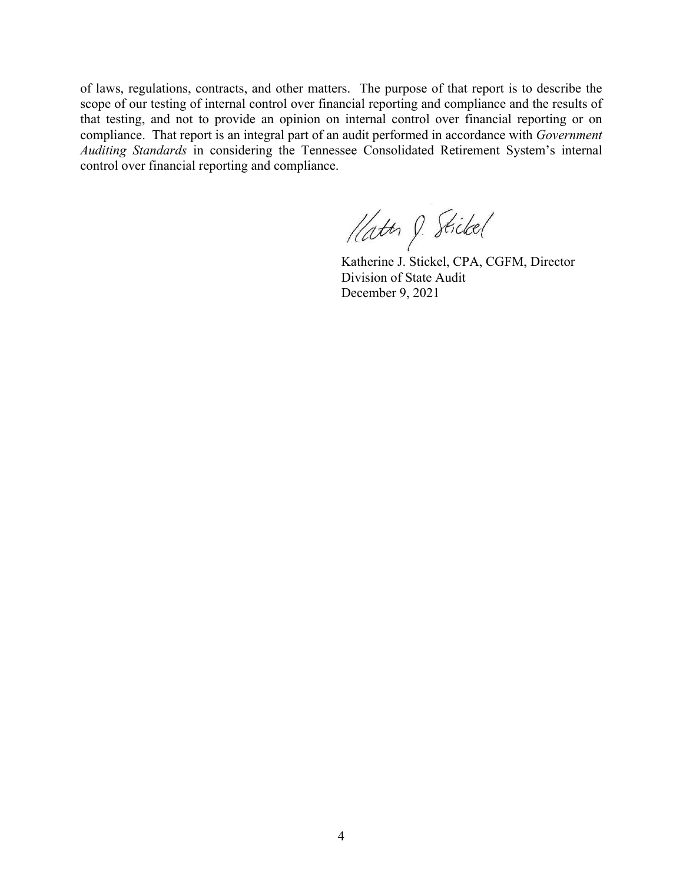of laws, regulations, contracts, and other matters. The purpose of that report is to describe the scope of our testing of internal control over financial reporting and compliance and the results of that testing, and not to provide an opinion on internal control over financial reporting or on compliance. That report is an integral part of an audit performed in accordance with *Government Auditing Standards* in considering the Tennessee Consolidated Retirement System's internal control over financial reporting and compliance.

Katherine J. Stickel, CPA, CGFM, Director
Division of State Audit
December 9, 2021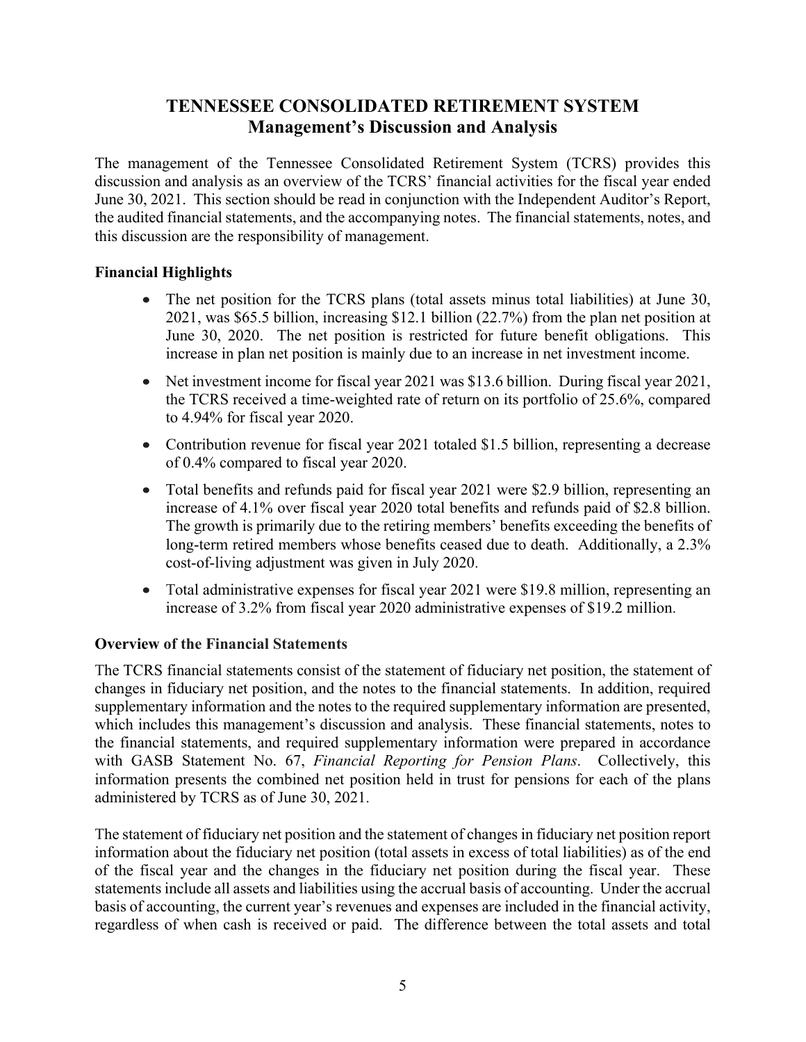# TENNESSEE CONSOLIDATED RETIREMENT SYSTEM
## Management's Discussion and Analysis

The management of the Tennessee Consolidated Retirement System (TCRS) provides this discussion and analysis as an overview of the TCRS' financial activities for the fiscal year ended June 30, 2021. This section should be read in conjunction with the Independent Auditor's Report, the audited financial statements, and the accompanying notes. The financial statements, notes, and this discussion are the responsibility of management.

### Financial Highlights

- The net position for the TCRS plans (total assets minus total liabilities) at June 30, 2021, was $65.5 billion, increasing $12.1 billion (22.7%) from the plan net position at June 30, 2020. The net position is restricted for future benefit obligations. This increase in plan net position is mainly due to an increase in net investment income.
- Net investment income for fiscal year 2021 was $13.6 billion. During fiscal year 2021, the TCRS received a time-weighted rate of return on its portfolio of 25.6%, compared to 4.94% for fiscal year 2020.
- Contribution revenue for fiscal year 2021 totaled $1.5 billion, representing a decrease of 0.4% compared to fiscal year 2020.
- Total benefits and refunds paid for fiscal year 2021 were $2.9 billion, representing an increase of 4.1% over fiscal year 2020 total benefits and refunds paid of $2.8 billion. The growth is primarily due to the retiring members' benefits exceeding the benefits of long-term retired members whose benefits ceased due to death. Additionally, a 2.3% cost-of-living adjustment was given in July 2020.
- Total administrative expenses for fiscal year 2021 were $19.8 million, representing an increase of 3.2% from fiscal year 2020 administrative expenses of $19.2 million.

### Overview of the Financial Statements

The TCRS financial statements consist of the statement of fiduciary net position, the statement of changes in fiduciary net position, and the notes to the financial statements. In addition, required supplementary information and the notes to the required supplementary information are presented, which includes this management's discussion and analysis. These financial statements, notes to the financial statements, and required supplementary information were prepared in accordance with GASB Statement No. 67, *Financial Reporting for Pension Plans*. Collectively, this information presents the combined net position held in trust for pensions for each of the plans administered by TCRS as of June 30, 2021.

The statement of fiduciary net position and the statement of changes in fiduciary net position report information about the fiduciary net position (total assets in excess of total liabilities) as of the end of the fiscal year and the changes in the fiduciary net position during the fiscal year. These statements include all assets and liabilities using the accrual basis of accounting. Under the accrual basis of accounting, the current year's revenues and expenses are included in the financial activity, regardless of when cash is received or paid. The difference between the total assets and total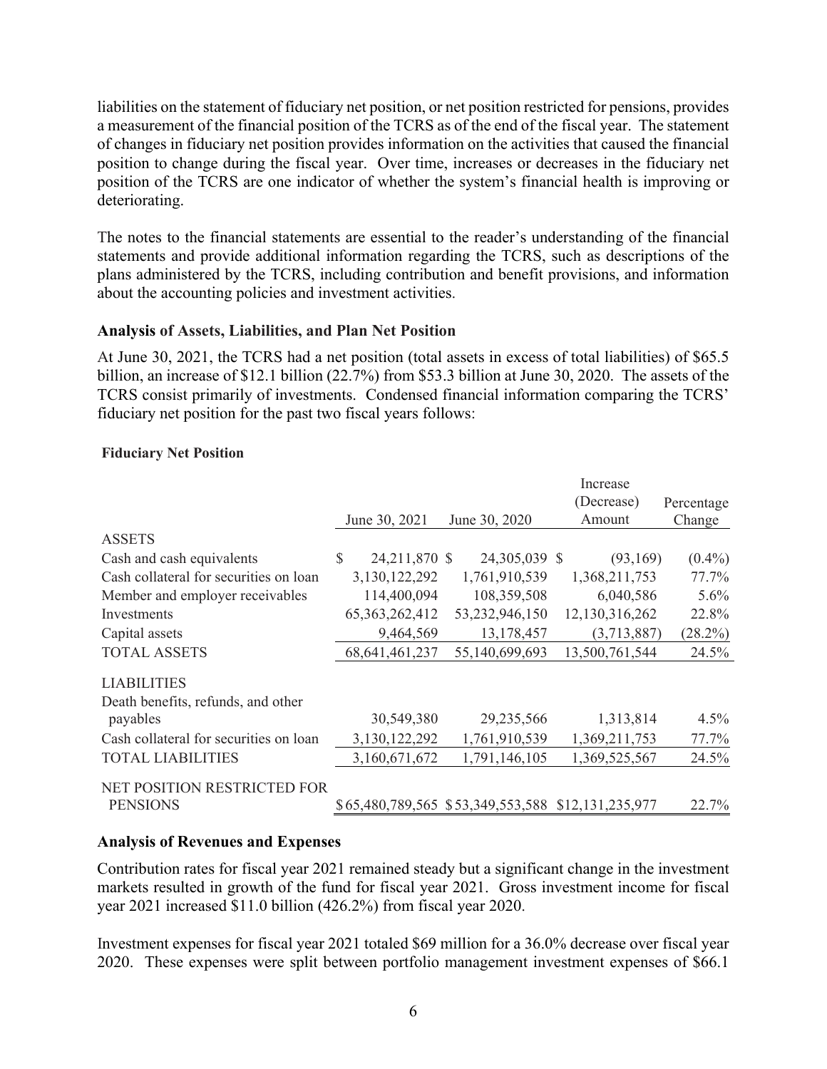liabilities on the statement of fiduciary net position, or net position restricted for pensions, provides a measurement of the financial position of the TCRS as of the end of the fiscal year. The statement of changes in fiduciary net position provides information on the activities that caused the financial position to change during the fiscal year. Over time, increases or decreases in the fiduciary net position of the TCRS are one indicator of whether the system's financial health is improving or deteriorating.

The notes to the financial statements are essential to the reader's understanding of the financial statements and provide additional information regarding the TCRS, such as descriptions of the plans administered by the TCRS, including contribution and benefit provisions, and information about the accounting policies and investment activities.

### Analysis of Assets, Liabilities, and Plan Net Position

At June 30, 2021, the TCRS had a net position (total assets in excess of total liabilities) of $65.5 billion, an increase of $12.1 billion (22.7%) from $53.3 billion at June 30, 2020. The assets of the TCRS consist primarily of investments. Condensed financial information comparing the TCRS' fiduciary net position for the past two fiscal years follows:

**Fiduciary Net Position**

| | June 30, 2021 | June 30, 2020 | Increase (Decrease) Amount | Percentage Change |
|---|---|---|---|---|
| ASSETS | | | | |
| Cash and cash equivalents | $ 24,211,870 | $ 24,305,039 | $ (93,169) | (0.4%) |
| Cash collateral for securities on loan | 3,130,122,292 | 1,761,910,539 | 1,368,211,753 | 77.7% |
| Member and employer receivables | 114,400,094 | 108,359,508 | 6,040,586 | 5.6% |
| Investments | 65,363,262,412 | 53,232,946,150 | 12,130,316,262 | 22.8% |
| Capital assets | 9,464,569 | 13,178,457 | (3,713,887) | (28.2%) |
| TOTAL ASSETS | 68,641,461,237 | 55,140,699,693 | 13,500,761,544 | 24.5% |
| LIABILITIES | | | | |
| Death benefits, refunds, and other payables | 30,549,380 | 29,235,566 | 1,313,814 | 4.5% |
| Cash collateral for securities on loan | 3,130,122,292 | 1,761,910,539 | 1,369,211,753 | 77.7% |
| TOTAL LIABILITIES | 3,160,671,672 | 1,791,146,105 | 1,369,525,567 | 24.5% |
| NET POSITION RESTRICTED FOR PENSIONS | $ 65,480,789,565 | $ 53,349,553,588 | $ 12,131,235,977 | 22.7% |

### Analysis of Revenues and Expenses

Contribution rates for fiscal year 2021 remained steady but a significant change in the investment markets resulted in growth of the fund for fiscal year 2021. Gross investment income for fiscal year 2021 increased $11.0 billion (426.2%) from fiscal year 2020.

Investment expenses for fiscal year 2021 totaled $69 million for a 36.0% decrease over fiscal year 2020. These expenses were split between portfolio management investment expenses of $66.1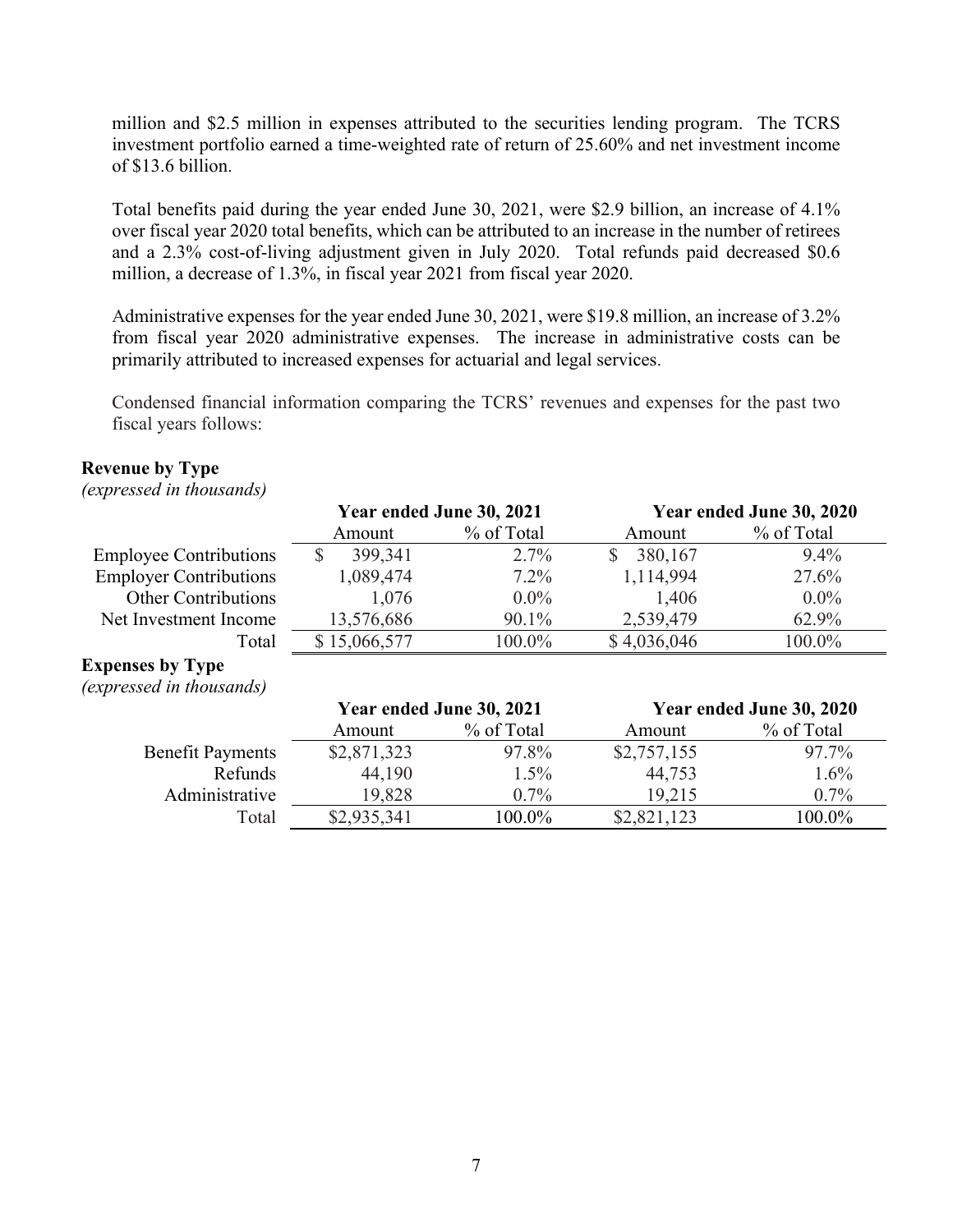million and $2.5 million in expenses attributed to the securities lending program. The TCRS investment portfolio earned a time-weighted rate of return of 25.60% and net investment income of $13.6 billion.

Total benefits paid during the year ended June 30, 2021, were $2.9 billion, an increase of 4.1% over fiscal year 2020 total benefits, which can be attributed to an increase in the number of retirees and a 2.3% cost-of-living adjustment given in July 2020. Total refunds paid decreased $0.6 million, a decrease of 1.3%, in fiscal year 2021 from fiscal year 2020.

Administrative expenses for the year ended June 30, 2021, were $19.8 million, an increase of 3.2% from fiscal year 2020 administrative expenses. The increase in administrative costs can be primarily attributed to increased expenses for actuarial and legal services.

Condensed financial information comparing the TCRS' revenues and expenses for the past two fiscal years follows:

**Revenue by Type**
*(expressed in thousands)*

| | Year ended June 30, 2021 | | Year ended June 30, 2020 | |
|---|---|---|---|---|
| | Amount | % of Total | Amount | % of Total |
| Employee Contributions | $ 399,341 | 2.7% | $ 380,167 | 9.4% |
| Employer Contributions | 1,089,474 | 7.2% | 1,114,994 | 27.6% |
| Other Contributions | 1,076 | 0.0% | 1,406 | 0.0% |
| Net Investment Income | 13,576,686 | 90.1% | 2,539,479 | 62.9% |
| Total | $ 15,066,577 | 100.0% | $ 4,036,046 | 100.0% |

**Expenses by Type**
*(expressed in thousands)*

| | Year ended June 30, 2021 | | Year ended June 30, 2020 | |
|---|---|---|---|---|
| | Amount | % of Total | Amount | % of Total |
| Benefit Payments | $2,871,323 | 97.8% | $2,757,155 | 97.7% |
| Refunds | 44,190 | 1.5% | 44,753 | 1.6% |
| Administrative | 19,828 | 0.7% | 19,215 | 0.7% |
| Total | $2,935,341 | 100.0% | $2,821,123 | 100.0% |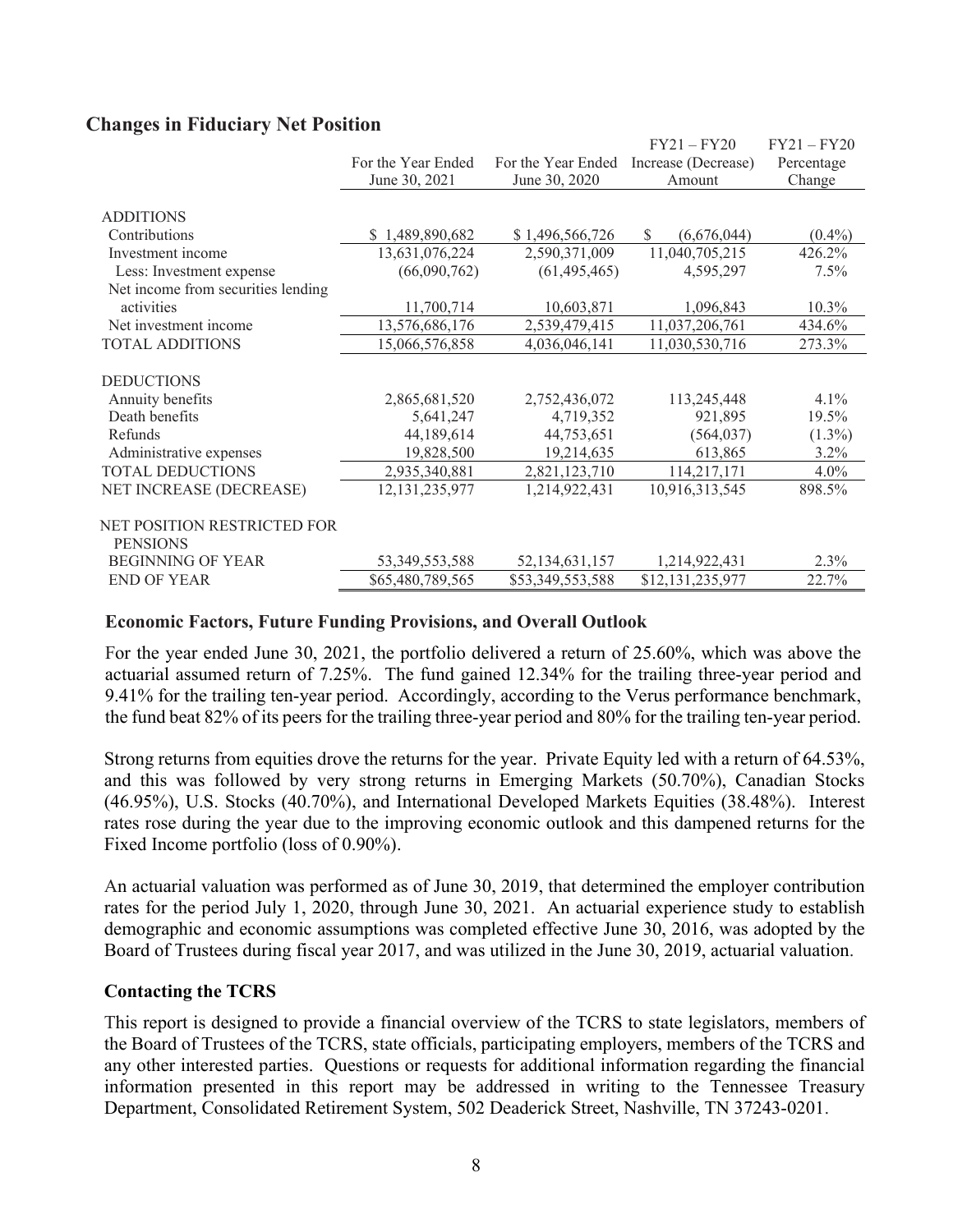## Changes in Fiduciary Net Position

| | For the Year Ended June 30, 2021 | For the Year Ended June 30, 2020 | FY21 – FY20 Increase (Decrease) Amount | FY21 – FY20 Percentage Change |
|---|---|---|---|---|
| ADDITIONS | | | | |
| Contributions | $ 1,489,890,682 | $ 1,496,566,726 | $ (6,676,044) | (0.4%) |
| Investment income | 13,631,076,224 | 2,590,371,009 | 11,040,705,215 | 426.2% |
| Less: Investment expense | (66,090,762) | (61,495,465) | 4,595,297 | 7.5% |
| Net income from securities lending activities | 11,700,714 | 10,603,871 | 1,096,843 | 10.3% |
| Net investment income | 13,576,686,176 | 2,539,479,415 | 11,037,206,761 | 434.6% |
| TOTAL ADDITIONS | 15,066,576,858 | 4,036,046,141 | 11,030,530,716 | 273.3% |
| DEDUCTIONS | | | | |
| Annuity benefits | 2,865,681,520 | 2,752,436,072 | 113,245,448 | 4.1% |
| Death benefits | 5,641,247 | 4,719,352 | 921,895 | 19.5% |
| Refunds | 44,189,614 | 44,753,651 | (564,037) | (1.3%) |
| Administrative expenses | 19,828,500 | 19,214,635 | 613,865 | 3.2% |
| TOTAL DEDUCTIONS | 2,935,340,881 | 2,821,123,710 | 114,217,171 | 4.0% |
| NET INCREASE (DECREASE) | 12,131,235,977 | 1,214,922,431 | 10,916,313,545 | 898.5% |
| NET POSITION RESTRICTED FOR PENSIONS | | | | |
| BEGINNING OF YEAR | 53,349,553,588 | 52,134,631,157 | 1,214,922,431 | 2.3% |
| END OF YEAR | $65,480,789,565 | $53,349,553,588 | $12,131,235,977 | 22.7% |

### Economic Factors, Future Funding Provisions, and Overall Outlook

For the year ended June 30, 2021, the portfolio delivered a return of 25.60%, which was above the actuarial assumed return of 7.25%. The fund gained 12.34% for the trailing three-year period and 9.41% for the trailing ten-year period. Accordingly, according to the Verus performance benchmark, the fund beat 82% of its peers for the trailing three-year period and 80% for the trailing ten-year period.

Strong returns from equities drove the returns for the year. Private Equity led with a return of 64.53%, and this was followed by very strong returns in Emerging Markets (50.70%), Canadian Stocks (46.95%), U.S. Stocks (40.70%), and International Developed Markets Equities (38.48%). Interest rates rose during the year due to the improving economic outlook and this dampened returns for the Fixed Income portfolio (loss of 0.90%).

An actuarial valuation was performed as of June 30, 2019, that determined the employer contribution rates for the period July 1, 2020, through June 30, 2021. An actuarial experience study to establish demographic and economic assumptions was completed effective June 30, 2016, was adopted by the Board of Trustees during fiscal year 2017, and was utilized in the June 30, 2019, actuarial valuation.

### Contacting the TCRS

This report is designed to provide a financial overview of the TCRS to state legislators, members of the Board of Trustees of the TCRS, state officials, participating employers, members of the TCRS and any other interested parties. Questions or requests for additional information regarding the financial information presented in this report may be addressed in writing to the Tennessee Treasury Department, Consolidated Retirement System, 502 Deaderick Street, Nashville, TN 37243-0201.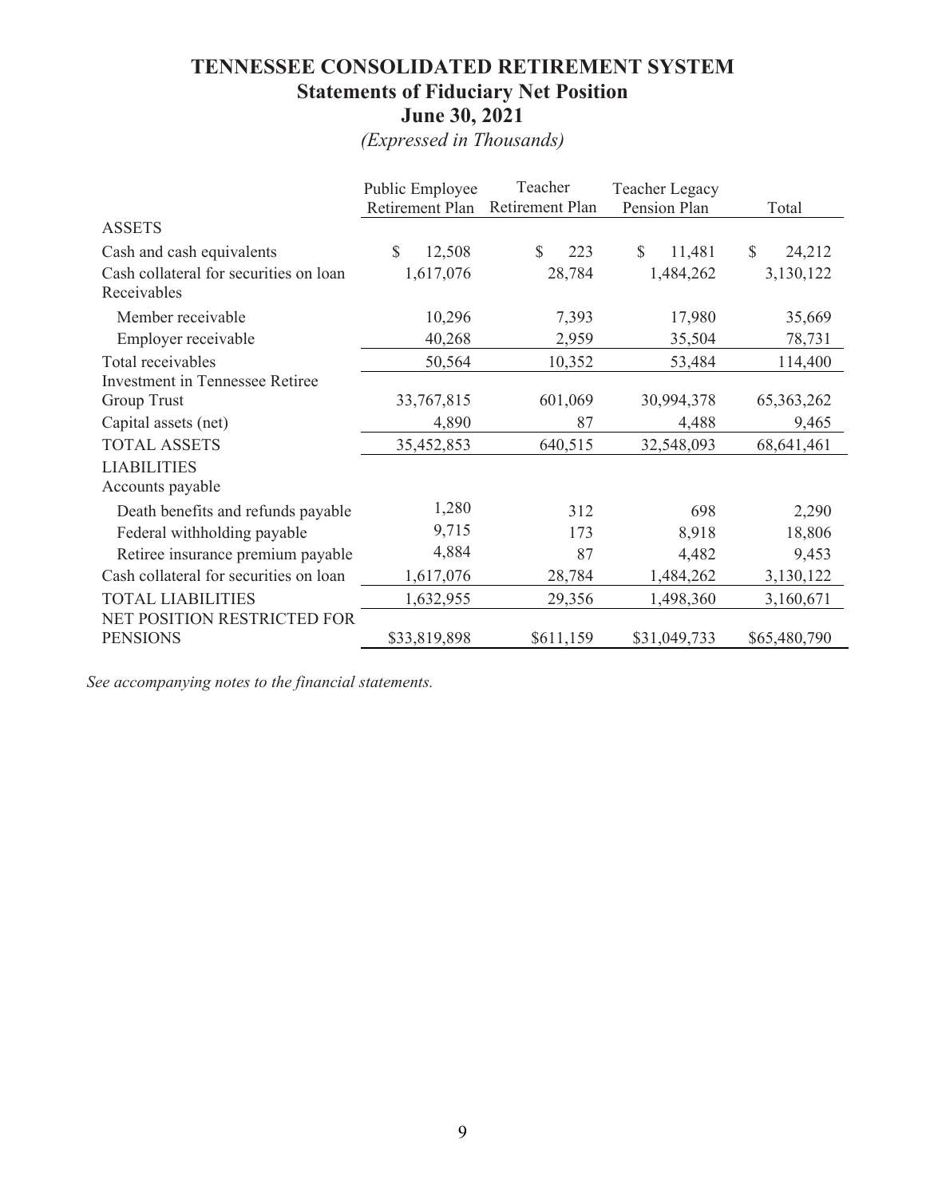# TENNESSEE CONSOLIDATED RETIREMENT SYSTEM
## Statements of Fiduciary Net Position
## June 30, 2021

*(Expressed in Thousands)*

| | Public Employee Retirement Plan | Teacher Retirement Plan | Teacher Legacy Pension Plan | Total |
|---|---|---|---|---|
| ASSETS | | | | |
| Cash and cash equivalents | $ 12,508 | $ 223 | $ 11,481 | $ 24,212 |
| Cash collateral for securities on loan | 1,617,076 | 28,784 | 1,484,262 | 3,130,122 |
| Receivables | | | | |
| Member receivable | 10,296 | 7,393 | 17,980 | 35,669 |
| Employer receivable | 40,268 | 2,959 | 35,504 | 78,731 |
| Total receivables | 50,564 | 10,352 | 53,484 | 114,400 |
| Investment in Tennessee Retiree Group Trust | 33,767,815 | 601,069 | 30,994,378 | 65,363,262 |
| Capital assets (net) | 4,890 | 87 | 4,488 | 9,465 |
| TOTAL ASSETS | 35,452,853 | 640,515 | 32,548,093 | 68,641,461 |
| LIABILITIES | | | | |
| Accounts payable | | | | |
| Death benefits and refunds payable | 1,280 | 312 | 698 | 2,290 |
| Federal withholding payable | 9,715 | 173 | 8,918 | 18,806 |
| Retiree insurance premium payable | 4,884 | 87 | 4,482 | 9,453 |
| Cash collateral for securities on loan | 1,617,076 | 28,784 | 1,484,262 | 3,130,122 |
| TOTAL LIABILITIES | 1,632,955 | 29,356 | 1,498,360 | 3,160,671 |
| NET POSITION RESTRICTED FOR PENSIONS | $33,819,898 | $611,159 | $31,049,733 | $65,480,790 |

*See accompanying notes to the financial statements.*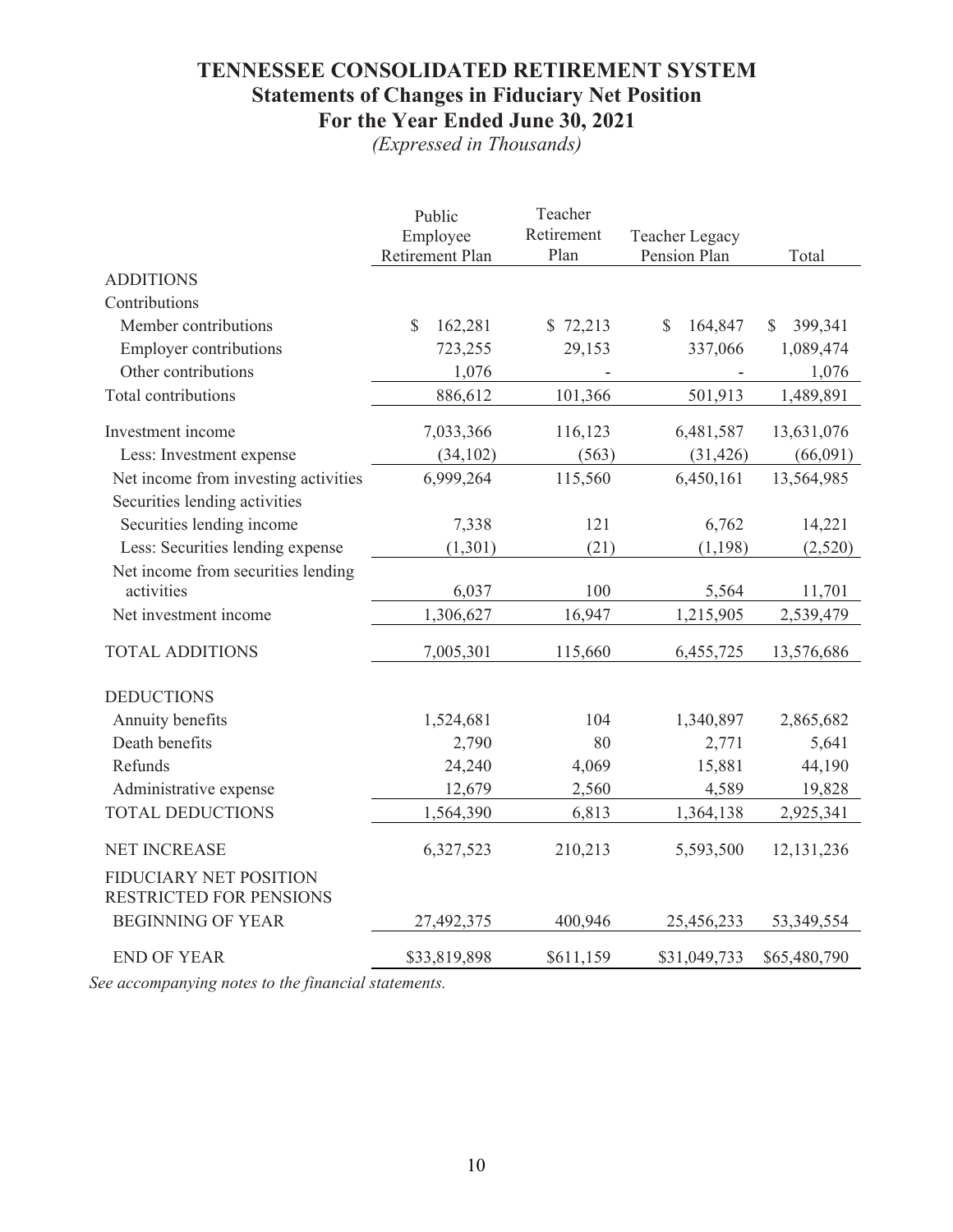# TENNESSEE CONSOLIDATED RETIREMENT SYSTEM
## Statements of Changes in Fiduciary Net Position
## For the Year Ended June 30, 2021

*(Expressed in Thousands)*

| | Public Employee Retirement Plan | Teacher Retirement Plan | Teacher Legacy Pension Plan | Total |
|---|---|---|---|---|
| ADDITIONS | | | | |
| Contributions | | | | |
| Member contributions | $ 162,281 | $ 72,213 | $ 164,847 | $ 399,341 |
| Employer contributions | 723,255 | 29,153 | 337,066 | 1,089,474 |
| Other contributions | 1,076 | - | - | 1,076 |
| Total contributions | 886,612 | 101,366 | 501,913 | 1,489,891 |
| Investment income | 7,033,366 | 116,123 | 6,481,587 | 13,631,076 |
| Less: Investment expense | (34,102) | (563) | (31,426) | (66,091) |
| Net income from investing activities | 6,999,264 | 115,560 | 6,450,161 | 13,564,985 |
| Securities lending activities | | | | |
| Securities lending income | 7,338 | 121 | 6,762 | 14,221 |
| Less: Securities lending expense | (1,301) | (21) | (1,198) | (2,520) |
| Net income from securities lending activities | 6,037 | 100 | 5,564 | 11,701 |
| Net investment income | 1,306,627 | 16,947 | 1,215,905 | 2,539,479 |
| TOTAL ADDITIONS | 7,005,301 | 115,660 | 6,455,725 | 13,576,686 |
| DEDUCTIONS | | | | |
| Annuity benefits | 1,524,681 | 104 | 1,340,897 | 2,865,682 |
| Death benefits | 2,790 | 80 | 2,771 | 5,641 |
| Refunds | 24,240 | 4,069 | 15,881 | 44,190 |
| Administrative expense | 12,679 | 2,560 | 4,589 | 19,828 |
| TOTAL DEDUCTIONS | 1,564,390 | 6,813 | 1,364,138 | 2,925,341 |
| NET INCREASE | 6,327,523 | 210,213 | 5,593,500 | 12,131,236 |
| FIDUCIARY NET POSITION RESTRICTED FOR PENSIONS | | | | |
| BEGINNING OF YEAR | 27,492,375 | 400,946 | 25,456,233 | 53,349,554 |
| END OF YEAR | $33,819,898 | $611,159 | $31,049,733 | $65,480,790 |

*See accompanying notes to the financial statements.*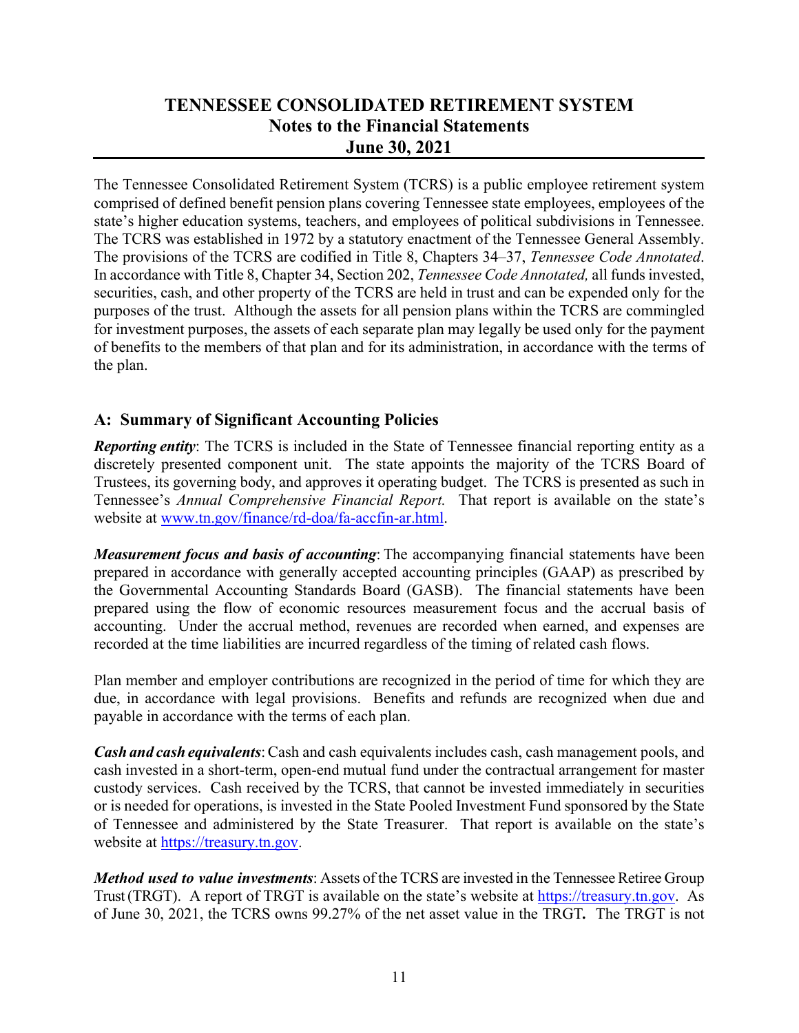# TENNESSEE CONSOLIDATED RETIREMENT SYSTEM
## Notes to the Financial Statements
## June 30, 2021

The Tennessee Consolidated Retirement System (TCRS) is a public employee retirement system comprised of defined benefit pension plans covering Tennessee state employees, employees of the state's higher education systems, teachers, and employees of political subdivisions in Tennessee. The TCRS was established in 1972 by a statutory enactment of the Tennessee General Assembly. The provisions of the TCRS are codified in Title 8, Chapters 34–37, *Tennessee Code Annotated*. In accordance with Title 8, Chapter 34, Section 202, *Tennessee Code Annotated,* all funds invested, securities, cash, and other property of the TCRS are held in trust and can be expended only for the purposes of the trust. Although the assets for all pension plans within the TCRS are commingled for investment purposes, the assets of each separate plan may legally be used only for the payment of benefits to the members of that plan and for its administration, in accordance with the terms of the plan.

### A: Summary of Significant Accounting Policies

***Reporting entity***: The TCRS is included in the State of Tennessee financial reporting entity as a discretely presented component unit. The state appoints the majority of the TCRS Board of Trustees, its governing body, and approves it operating budget. The TCRS is presented as such in Tennessee's *Annual Comprehensive Financial Report.* That report is available on the state's website at www.tn.gov/finance/rd-doa/fa-accfin-ar.html.

***Measurement focus and basis of accounting***: The accompanying financial statements have been prepared in accordance with generally accepted accounting principles (GAAP) as prescribed by the Governmental Accounting Standards Board (GASB). The financial statements have been prepared using the flow of economic resources measurement focus and the accrual basis of accounting. Under the accrual method, revenues are recorded when earned, and expenses are recorded at the time liabilities are incurred regardless of the timing of related cash flows.

Plan member and employer contributions are recognized in the period of time for which they are due, in accordance with legal provisions. Benefits and refunds are recognized when due and payable in accordance with the terms of each plan.

***Cash and cash equivalents***: Cash and cash equivalents includes cash, cash management pools, and cash invested in a short-term, open-end mutual fund under the contractual arrangement for master custody services. Cash received by the TCRS, that cannot be invested immediately in securities or is needed for operations, is invested in the State Pooled Investment Fund sponsored by the State of Tennessee and administered by the State Treasurer. That report is available on the state's website at https://treasury.tn.gov.

***Method used to value investments***: Assets of the TCRS are invested in the Tennessee Retiree Group Trust (TRGT). A report of TRGT is available on the state's website at https://treasury.tn.gov. As of June 30, 2021, the TCRS owns 99.27% of the net asset value in the TRGT**.** The TRGT is not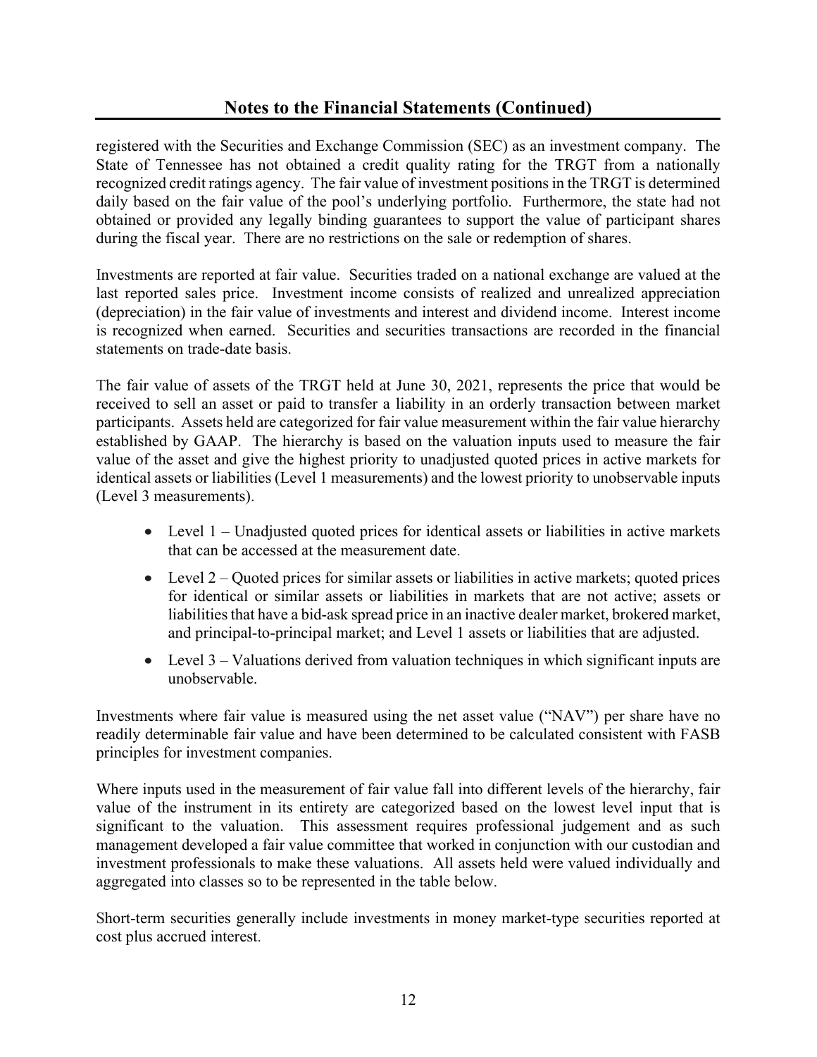## Notes to the Financial Statements (Continued)

registered with the Securities and Exchange Commission (SEC) as an investment company. The State of Tennessee has not obtained a credit quality rating for the TRGT from a nationally recognized credit ratings agency. The fair value of investment positions in the TRGT is determined daily based on the fair value of the pool's underlying portfolio. Furthermore, the state had not obtained or provided any legally binding guarantees to support the value of participant shares during the fiscal year. There are no restrictions on the sale or redemption of shares.

Investments are reported at fair value. Securities traded on a national exchange are valued at the last reported sales price. Investment income consists of realized and unrealized appreciation (depreciation) in the fair value of investments and interest and dividend income. Interest income is recognized when earned. Securities and securities transactions are recorded in the financial statements on trade-date basis.

The fair value of assets of the TRGT held at June 30, 2021, represents the price that would be received to sell an asset or paid to transfer a liability in an orderly transaction between market participants. Assets held are categorized for fair value measurement within the fair value hierarchy established by GAAP. The hierarchy is based on the valuation inputs used to measure the fair value of the asset and give the highest priority to unadjusted quoted prices in active markets for identical assets or liabilities (Level 1 measurements) and the lowest priority to unobservable inputs (Level 3 measurements).

- Level 1 – Unadjusted quoted prices for identical assets or liabilities in active markets that can be accessed at the measurement date.
- Level 2 – Quoted prices for similar assets or liabilities in active markets; quoted prices for identical or similar assets or liabilities in markets that are not active; assets or liabilities that have a bid-ask spread price in an inactive dealer market, brokered market, and principal-to-principal market; and Level 1 assets or liabilities that are adjusted.
- Level 3 – Valuations derived from valuation techniques in which significant inputs are unobservable.

Investments where fair value is measured using the net asset value ("NAV") per share have no readily determinable fair value and have been determined to be calculated consistent with FASB principles for investment companies.

Where inputs used in the measurement of fair value fall into different levels of the hierarchy, fair value of the instrument in its entirety are categorized based on the lowest level input that is significant to the valuation. This assessment requires professional judgement and as such management developed a fair value committee that worked in conjunction with our custodian and investment professionals to make these valuations. All assets held were valued individually and aggregated into classes so to be represented in the table below.

Short-term securities generally include investments in money market-type securities reported at cost plus accrued interest.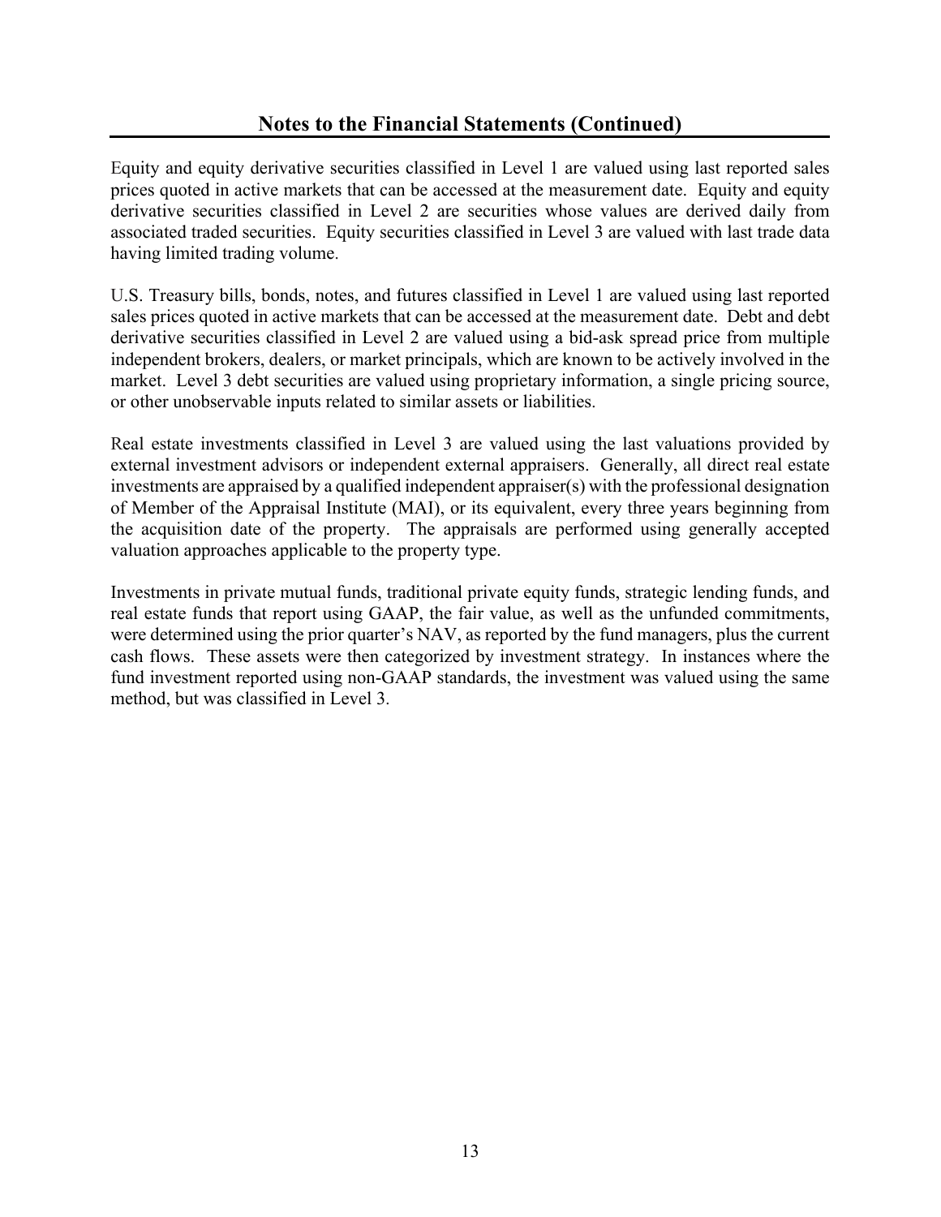## Notes to the Financial Statements (Continued)

Equity and equity derivative securities classified in Level 1 are valued using last reported sales prices quoted in active markets that can be accessed at the measurement date. Equity and equity derivative securities classified in Level 2 are securities whose values are derived daily from associated traded securities. Equity securities classified in Level 3 are valued with last trade data having limited trading volume.

U.S. Treasury bills, bonds, notes, and futures classified in Level 1 are valued using last reported sales prices quoted in active markets that can be accessed at the measurement date. Debt and debt derivative securities classified in Level 2 are valued using a bid-ask spread price from multiple independent brokers, dealers, or market principals, which are known to be actively involved in the market. Level 3 debt securities are valued using proprietary information, a single pricing source, or other unobservable inputs related to similar assets or liabilities.

Real estate investments classified in Level 3 are valued using the last valuations provided by external investment advisors or independent external appraisers. Generally, all direct real estate investments are appraised by a qualified independent appraiser(s) with the professional designation of Member of the Appraisal Institute (MAI), or its equivalent, every three years beginning from the acquisition date of the property. The appraisals are performed using generally accepted valuation approaches applicable to the property type.

Investments in private mutual funds, traditional private equity funds, strategic lending funds, and real estate funds that report using GAAP, the fair value, as well as the unfunded commitments, were determined using the prior quarter's NAV, as reported by the fund managers, plus the current cash flows. These assets were then categorized by investment strategy. In instances where the fund investment reported using non-GAAP standards, the investment was valued using the same method, but was classified in Level 3.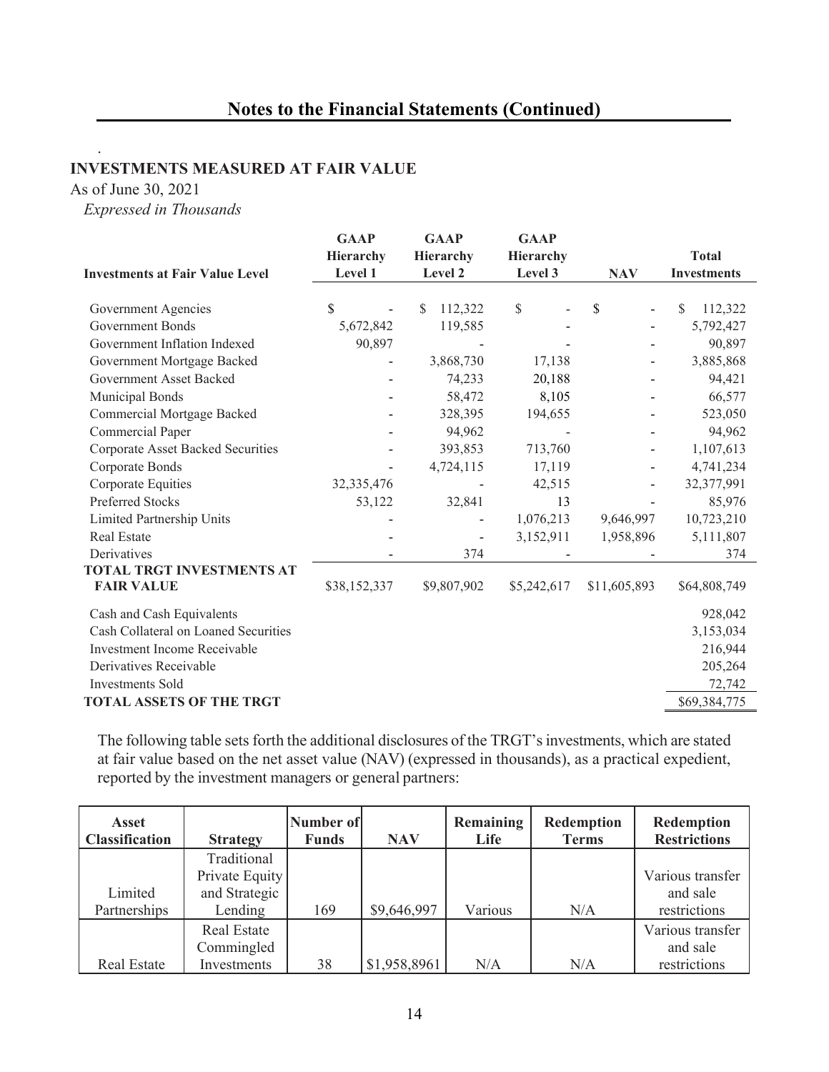## Notes to the Financial Statements (Continued)

.

### INVESTMENTS MEASURED AT FAIR VALUE

As of June 30, 2021

*Expressed in Thousands*

| Investments at Fair Value Level | GAAP Hierarchy Level 1 | GAAP Hierarchy Level 2 | GAAP Hierarchy Level 3 | NAV | Total Investments |
|---|---|---|---|---|---|
| Government Agencies | $ - | $ 112,322 | $ - | $ - | $ 112,322 |
| Government Bonds | 5,672,842 | 119,585 | - | - | 5,792,427 |
| Government Inflation Indexed | 90,897 | - | - | - | 90,897 |
| Government Mortgage Backed | - | 3,868,730 | 17,138 | - | 3,885,868 |
| Government Asset Backed | - | 74,233 | 20,188 | - | 94,421 |
| Municipal Bonds | - | 58,472 | 8,105 | - | 66,577 |
| Commercial Mortgage Backed | - | 328,395 | 194,655 | - | 523,050 |
| Commercial Paper | - | 94,962 | - | - | 94,962 |
| Corporate Asset Backed Securities | - | 393,853 | 713,760 | - | 1,107,613 |
| Corporate Bonds | - | 4,724,115 | 17,119 | - | 4,741,234 |
| Corporate Equities | 32,335,476 | - | 42,515 | - | 32,377,991 |
| Preferred Stocks | 53,122 | 32,841 | 13 | - | 85,976 |
| Limited Partnership Units | - | - | 1,076,213 | 9,646,997 | 10,723,210 |
| Real Estate | - | - | 3,152,911 | 1,958,896 | 5,111,807 |
| Derivatives | - | 374 | - | - | 374 |
| **TOTAL TRGT INVESTMENTS AT FAIR VALUE** | $38,152,337 | $9,807,902 | $5,242,617 | $11,605,893 | $64,808,749 |
| Cash and Cash Equivalents | | | | | 928,042 |
| Cash Collateral on Loaned Securities | | | | | 3,153,034 |
| Investment Income Receivable | | | | | 216,944 |
| Derivatives Receivable | | | | | 205,264 |
| Investments Sold | | | | | 72,742 |
| **TOTAL ASSETS OF THE TRGT** | | | | | $69,384,775 |

The following table sets forth the additional disclosures of the TRGT's investments, which are stated at fair value based on the net asset value (NAV) (expressed in thousands), as a practical expedient, reported by the investment managers or general partners:

| Asset Classification | Strategy | Number of Funds | NAV | Remaining Life | Redemption Terms | Redemption Restrictions |
|---|---|---|---|---|---|---|
| Limited Partnerships | Traditional Private Equity and Strategic Lending | 169 | $9,646,997 | Various | N/A | Various transfer and sale restrictions |
| Real Estate | Real Estate Commingled Investments | 38 | $1,958,8961 | N/A | N/A | Various transfer and sale restrictions |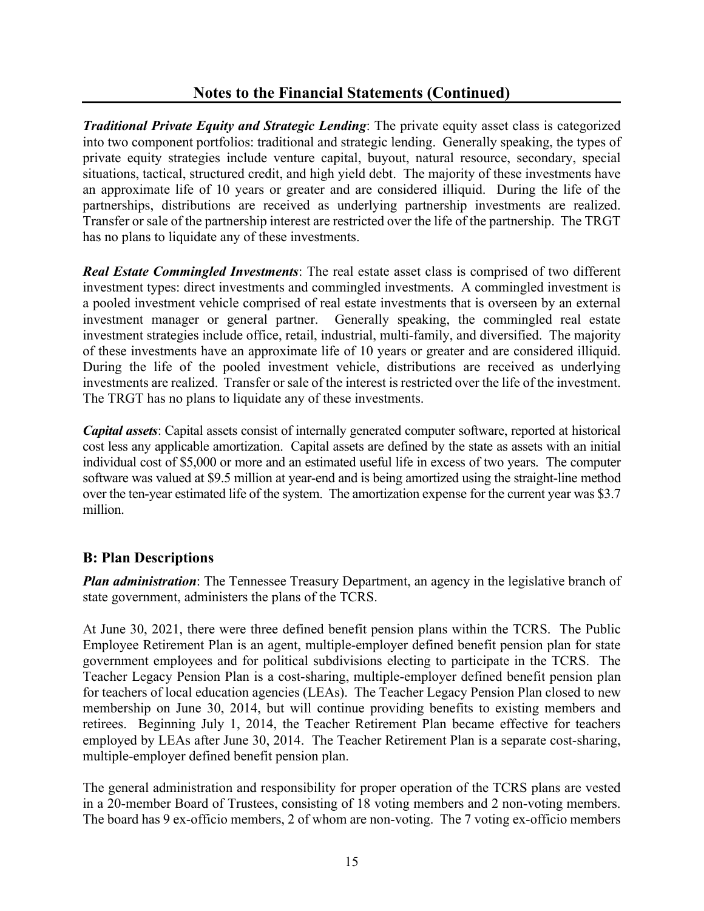## Notes to the Financial Statements (Continued)

***Traditional Private Equity and Strategic Lending***: The private equity asset class is categorized into two component portfolios: traditional and strategic lending. Generally speaking, the types of private equity strategies include venture capital, buyout, natural resource, secondary, special situations, tactical, structured credit, and high yield debt. The majority of these investments have an approximate life of 10 years or greater and are considered illiquid. During the life of the partnerships, distributions are received as underlying partnership investments are realized. Transfer or sale of the partnership interest are restricted over the life of the partnership. The TRGT has no plans to liquidate any of these investments.

***Real Estate Commingled Investments***: The real estate asset class is comprised of two different investment types: direct investments and commingled investments. A commingled investment is a pooled investment vehicle comprised of real estate investments that is overseen by an external investment manager or general partner. Generally speaking, the commingled real estate investment strategies include office, retail, industrial, multi-family, and diversified. The majority of these investments have an approximate life of 10 years or greater and are considered illiquid. During the life of the pooled investment vehicle, distributions are received as underlying investments are realized. Transfer or sale of the interest is restricted over the life of the investment. The TRGT has no plans to liquidate any of these investments.

***Capital assets***: Capital assets consist of internally generated computer software, reported at historical cost less any applicable amortization. Capital assets are defined by the state as assets with an initial individual cost of $5,000 or more and an estimated useful life in excess of two years. The computer software was valued at $9.5 million at year-end and is being amortized using the straight-line method over the ten-year estimated life of the system. The amortization expense for the current year was $3.7 million.

### B: Plan Descriptions

***Plan administration***: The Tennessee Treasury Department, an agency in the legislative branch of state government, administers the plans of the TCRS.

At June 30, 2021, there were three defined benefit pension plans within the TCRS. The Public Employee Retirement Plan is an agent, multiple-employer defined benefit pension plan for state government employees and for political subdivisions electing to participate in the TCRS. The Teacher Legacy Pension Plan is a cost-sharing, multiple-employer defined benefit pension plan for teachers of local education agencies (LEAs). The Teacher Legacy Pension Plan closed to new membership on June 30, 2014, but will continue providing benefits to existing members and retirees. Beginning July 1, 2014, the Teacher Retirement Plan became effective for teachers employed by LEAs after June 30, 2014. The Teacher Retirement Plan is a separate cost-sharing, multiple-employer defined benefit pension plan.

The general administration and responsibility for proper operation of the TCRS plans are vested in a 20-member Board of Trustees, consisting of 18 voting members and 2 non-voting members. The board has 9 ex-officio members, 2 of whom are non-voting. The 7 voting ex-officio members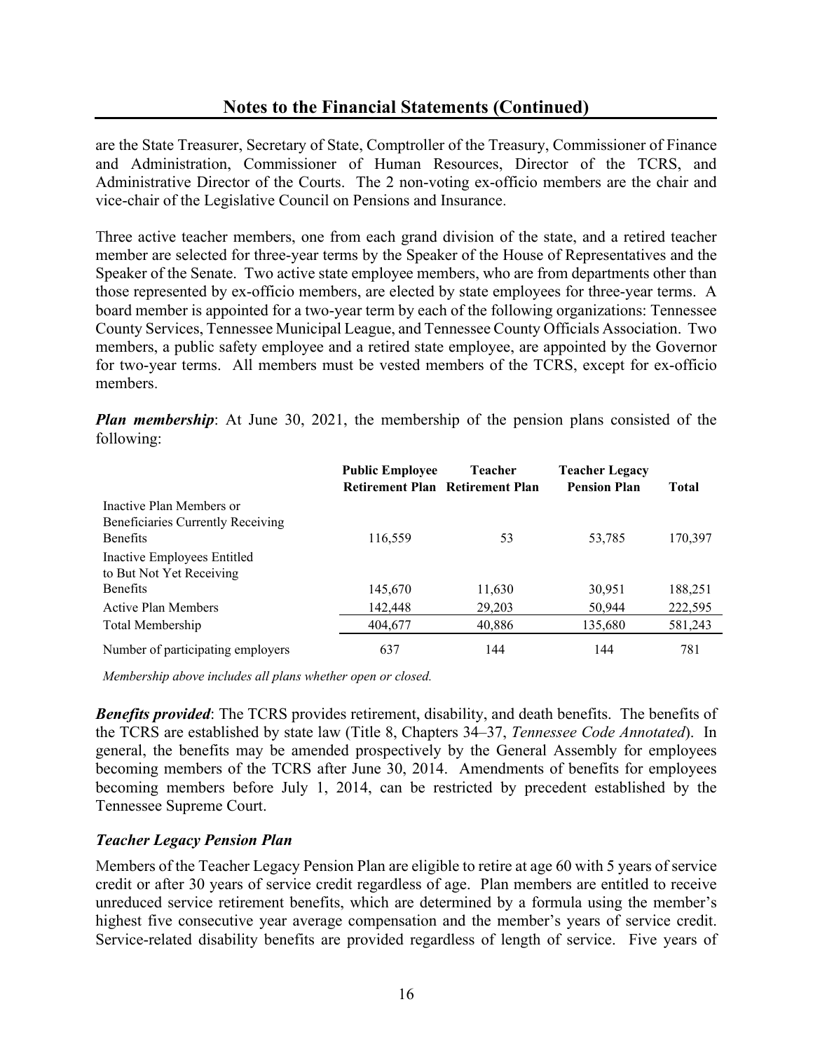## Notes to the Financial Statements (Continued)

are the State Treasurer, Secretary of State, Comptroller of the Treasury, Commissioner of Finance and Administration, Commissioner of Human Resources, Director of the TCRS, and Administrative Director of the Courts. The 2 non-voting ex-officio members are the chair and vice-chair of the Legislative Council on Pensions and Insurance.

Three active teacher members, one from each grand division of the state, and a retired teacher member are selected for three-year terms by the Speaker of the House of Representatives and the Speaker of the Senate. Two active state employee members, who are from departments other than those represented by ex-officio members, are elected by state employees for three-year terms. A board member is appointed for a two-year term by each of the following organizations: Tennessee County Services, Tennessee Municipal League, and Tennessee County Officials Association. Two members, a public safety employee and a retired state employee, are appointed by the Governor for two-year terms. All members must be vested members of the TCRS, except for ex-officio members.

***Plan membership***: At June 30, 2021, the membership of the pension plans consisted of the following:

| | Public Employee Retirement Plan | Teacher Retirement Plan | Teacher Legacy Pension Plan | Total |
|---|---|---|---|---|
| Inactive Plan Members or Beneficiaries Currently Receiving Benefits | 116,559 | 53 | 53,785 | 170,397 |
| Inactive Employees Entitled to But Not Yet Receiving Benefits | 145,670 | 11,630 | 30,951 | 188,251 |
| Active Plan Members | 142,448 | 29,203 | 50,944 | 222,595 |
| Total Membership | 404,677 | 40,886 | 135,680 | 581,243 |
| Number of participating employers | 637 | 144 | 144 | 781 |

*Membership above includes all plans whether open or closed.*

***Benefits provided***: The TCRS provides retirement, disability, and death benefits. The benefits of the TCRS are established by state law (Title 8, Chapters 34–37, *Tennessee Code Annotated*). In general, the benefits may be amended prospectively by the General Assembly for employees becoming members of the TCRS after June 30, 2014. Amendments of benefits for employees becoming members before July 1, 2014, can be restricted by precedent established by the Tennessee Supreme Court.

### *Teacher Legacy Pension Plan*

Members of the Teacher Legacy Pension Plan are eligible to retire at age 60 with 5 years of service credit or after 30 years of service credit regardless of age. Plan members are entitled to receive unreduced service retirement benefits, which are determined by a formula using the member's highest five consecutive year average compensation and the member's years of service credit. Service-related disability benefits are provided regardless of length of service. Five years of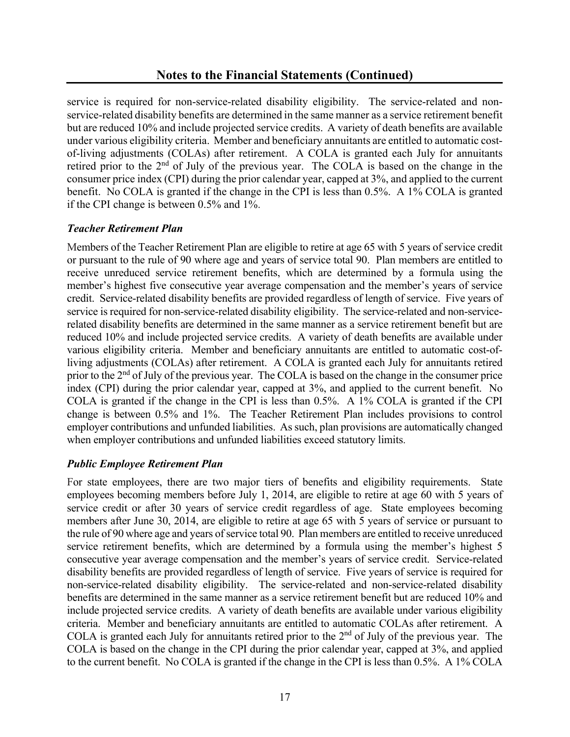# Notes to the Financial Statements (Continued)

service is required for non-service-related disability eligibility. The service-related and non-service-related disability benefits are determined in the same manner as a service retirement benefit but are reduced 10% and include projected service credits. A variety of death benefits are available under various eligibility criteria. Member and beneficiary annuitants are entitled to automatic cost-of-living adjustments (COLAs) after retirement. A COLA is granted each July for annuitants retired prior to the 2nd of July of the previous year. The COLA is based on the change in the consumer price index (CPI) during the prior calendar year, capped at 3%, and applied to the current benefit. No COLA is granted if the change in the CPI is less than 0.5%. A 1% COLA is granted if the CPI change is between 0.5% and 1%.

### *Teacher Retirement Plan*

Members of the Teacher Retirement Plan are eligible to retire at age 65 with 5 years of service credit or pursuant to the rule of 90 where age and years of service total 90. Plan members are entitled to receive unreduced service retirement benefits, which are determined by a formula using the member's highest five consecutive year average compensation and the member's years of service credit. Service-related disability benefits are provided regardless of length of service. Five years of service is required for non-service-related disability eligibility. The service-related and non-service-related disability benefits are determined in the same manner as a service retirement benefit but are reduced 10% and include projected service credits. A variety of death benefits are available under various eligibility criteria. Member and beneficiary annuitants are entitled to automatic cost-of-living adjustments (COLAs) after retirement. A COLA is granted each July for annuitants retired prior to the 2nd of July of the previous year. The COLA is based on the change in the consumer price index (CPI) during the prior calendar year, capped at 3%, and applied to the current benefit. No COLA is granted if the change in the CPI is less than 0.5%. A 1% COLA is granted if the CPI change is between 0.5% and 1%. The Teacher Retirement Plan includes provisions to control employer contributions and unfunded liabilities. As such, plan provisions are automatically changed when employer contributions and unfunded liabilities exceed statutory limits.

### *Public Employee Retirement Plan*

For state employees, there are two major tiers of benefits and eligibility requirements. State employees becoming members before July 1, 2014, are eligible to retire at age 60 with 5 years of service credit or after 30 years of service credit regardless of age. State employees becoming members after June 30, 2014, are eligible to retire at age 65 with 5 years of service or pursuant to the rule of 90 where age and years of service total 90. Plan members are entitled to receive unreduced service retirement benefits, which are determined by a formula using the member's highest 5 consecutive year average compensation and the member's years of service credit. Service-related disability benefits are provided regardless of length of service. Five years of service is required for non-service-related disability eligibility. The service-related and non-service-related disability benefits are determined in the same manner as a service retirement benefit but are reduced 10% and include projected service credits. A variety of death benefits are available under various eligibility criteria. Member and beneficiary annuitants are entitled to automatic COLAs after retirement. A COLA is granted each July for annuitants retired prior to the 2nd of July of the previous year. The COLA is based on the change in the CPI during the prior calendar year, capped at 3%, and applied to the current benefit. No COLA is granted if the change in the CPI is less than 0.5%. A 1% COLA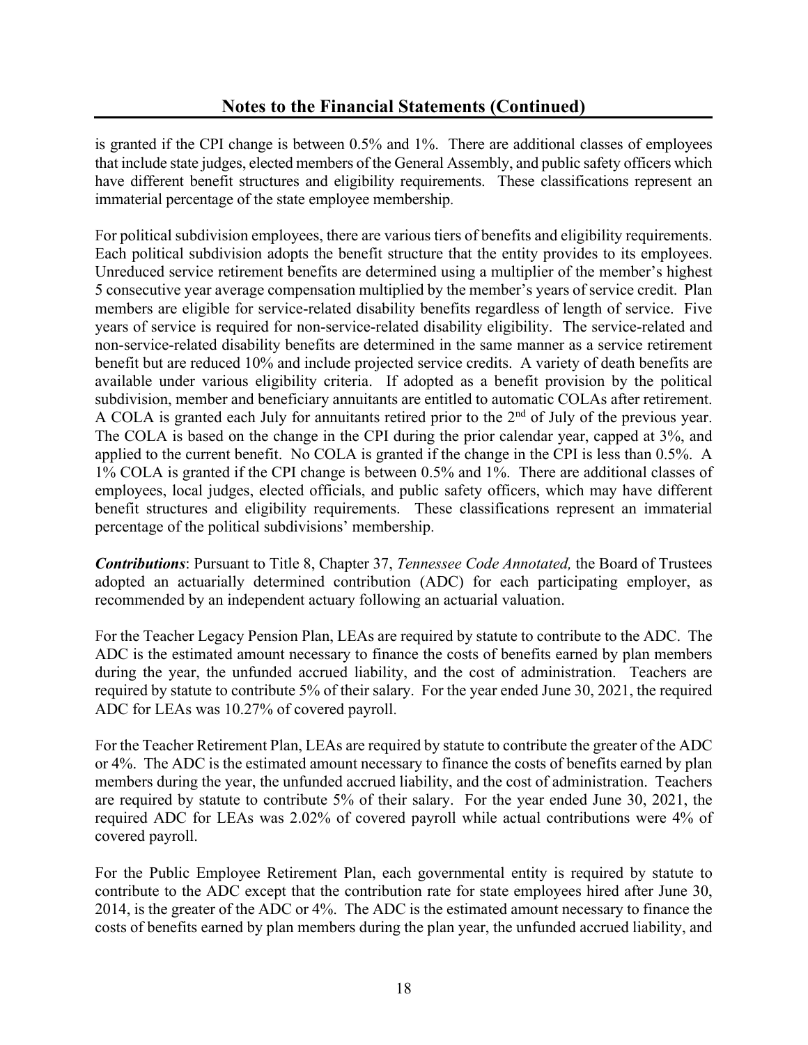is granted if the CPI change is between 0.5% and 1%. There are additional classes of employees that include state judges, elected members of the General Assembly, and public safety officers which have different benefit structures and eligibility requirements. These classifications represent an immaterial percentage of the state employee membership.

For political subdivision employees, there are various tiers of benefits and eligibility requirements. Each political subdivision adopts the benefit structure that the entity provides to its employees. Unreduced service retirement benefits are determined using a multiplier of the member's highest 5 consecutive year average compensation multiplied by the member's years of service credit. Plan members are eligible for service-related disability benefits regardless of length of service. Five years of service is required for non-service-related disability eligibility. The service-related and non-service-related disability benefits are determined in the same manner as a service retirement benefit but are reduced 10% and include projected service credits. A variety of death benefits are available under various eligibility criteria. If adopted as a benefit provision by the political subdivision, member and beneficiary annuitants are entitled to automatic COLAs after retirement. A COLA is granted each July for annuitants retired prior to the 2nd of July of the previous year. The COLA is based on the change in the CPI during the prior calendar year, capped at 3%, and applied to the current benefit. No COLA is granted if the change in the CPI is less than 0.5%. A 1% COLA is granted if the CPI change is between 0.5% and 1%. There are additional classes of employees, local judges, elected officials, and public safety officers, which may have different benefit structures and eligibility requirements. These classifications represent an immaterial percentage of the political subdivisions' membership.

***Contributions***: Pursuant to Title 8, Chapter 37, *Tennessee Code Annotated,* the Board of Trustees adopted an actuarially determined contribution (ADC) for each participating employer, as recommended by an independent actuary following an actuarial valuation.

For the Teacher Legacy Pension Plan, LEAs are required by statute to contribute to the ADC. The ADC is the estimated amount necessary to finance the costs of benefits earned by plan members during the year, the unfunded accrued liability, and the cost of administration. Teachers are required by statute to contribute 5% of their salary. For the year ended June 30, 2021, the required ADC for LEAs was 10.27% of covered payroll.

For the Teacher Retirement Plan, LEAs are required by statute to contribute the greater of the ADC or 4%. The ADC is the estimated amount necessary to finance the costs of benefits earned by plan members during the year, the unfunded accrued liability, and the cost of administration. Teachers are required by statute to contribute 5% of their salary. For the year ended June 30, 2021, the required ADC for LEAs was 2.02% of covered payroll while actual contributions were 4% of covered payroll.

For the Public Employee Retirement Plan, each governmental entity is required by statute to contribute to the ADC except that the contribution rate for state employees hired after June 30, 2014, is the greater of the ADC or 4%. The ADC is the estimated amount necessary to finance the costs of benefits earned by plan members during the plan year, the unfunded accrued liability, and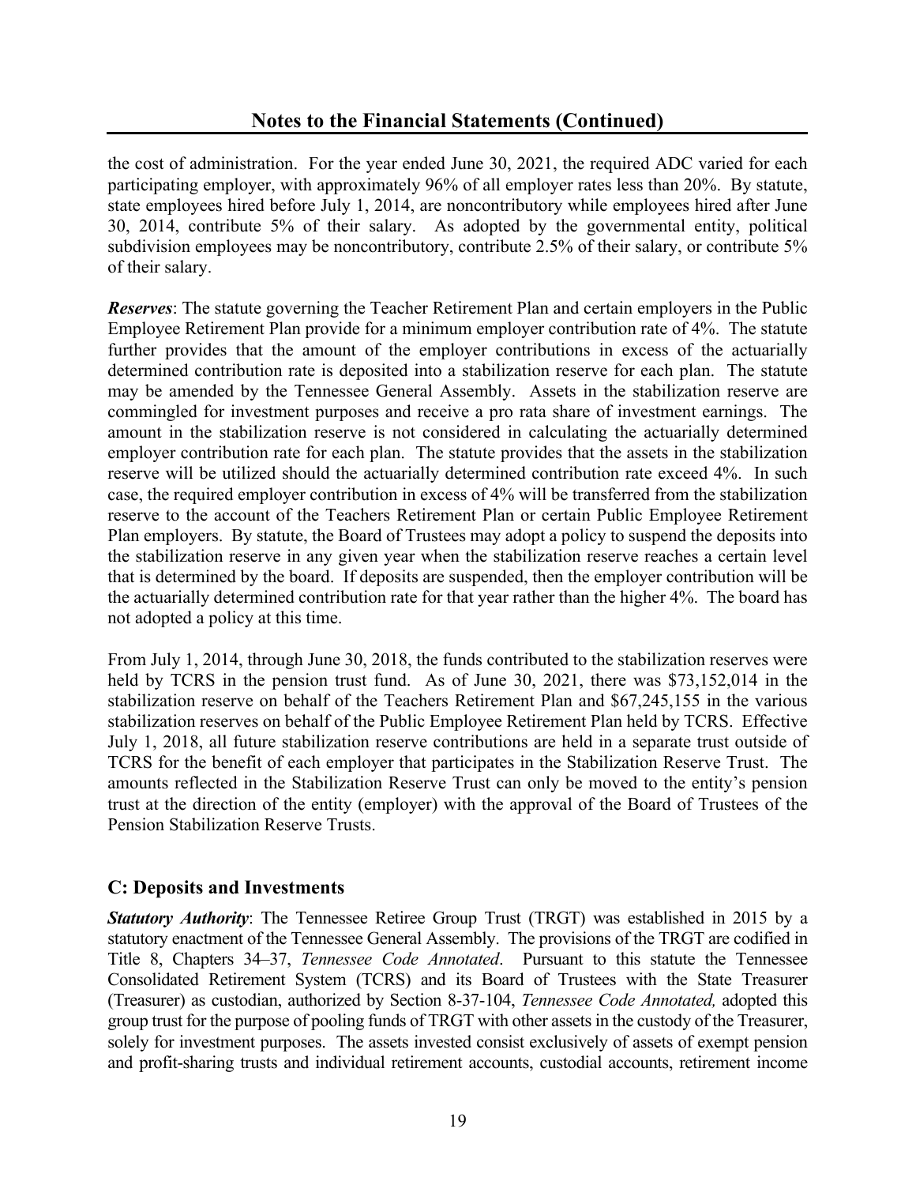the cost of administration. For the year ended June 30, 2021, the required ADC varied for each participating employer, with approximately 96% of all employer rates less than 20%. By statute, state employees hired before July 1, 2014, are noncontributory while employees hired after June 30, 2014, contribute 5% of their salary. As adopted by the governmental entity, political subdivision employees may be noncontributory, contribute 2.5% of their salary, or contribute 5% of their salary.

***Reserves***: The statute governing the Teacher Retirement Plan and certain employers in the Public Employee Retirement Plan provide for a minimum employer contribution rate of 4%. The statute further provides that the amount of the employer contributions in excess of the actuarially determined contribution rate is deposited into a stabilization reserve for each plan. The statute may be amended by the Tennessee General Assembly. Assets in the stabilization reserve are commingled for investment purposes and receive a pro rata share of investment earnings. The amount in the stabilization reserve is not considered in calculating the actuarially determined employer contribution rate for each plan. The statute provides that the assets in the stabilization reserve will be utilized should the actuarially determined contribution rate exceed 4%. In such case, the required employer contribution in excess of 4% will be transferred from the stabilization reserve to the account of the Teachers Retirement Plan or certain Public Employee Retirement Plan employers. By statute, the Board of Trustees may adopt a policy to suspend the deposits into the stabilization reserve in any given year when the stabilization reserve reaches a certain level that is determined by the board. If deposits are suspended, then the employer contribution will be the actuarially determined contribution rate for that year rather than the higher 4%. The board has not adopted a policy at this time.

From July 1, 2014, through June 30, 2018, the funds contributed to the stabilization reserves were held by TCRS in the pension trust fund. As of June 30, 2021, there was $73,152,014 in the stabilization reserve on behalf of the Teachers Retirement Plan and $67,245,155 in the various stabilization reserves on behalf of the Public Employee Retirement Plan held by TCRS. Effective July 1, 2018, all future stabilization reserve contributions are held in a separate trust outside of TCRS for the benefit of each employer that participates in the Stabilization Reserve Trust. The amounts reflected in the Stabilization Reserve Trust can only be moved to the entity's pension trust at the direction of the entity (employer) with the approval of the Board of Trustees of the Pension Stabilization Reserve Trusts.

## C: Deposits and Investments

***Statutory Authority***: The Tennessee Retiree Group Trust (TRGT) was established in 2015 by a statutory enactment of the Tennessee General Assembly. The provisions of the TRGT are codified in Title 8, Chapters 34–37, *Tennessee Code Annotated*. Pursuant to this statute the Tennessee Consolidated Retirement System (TCRS) and its Board of Trustees with the State Treasurer (Treasurer) as custodian, authorized by Section 8-37-104, *Tennessee Code Annotated,* adopted this group trust for the purpose of pooling funds of TRGT with other assets in the custody of the Treasurer, solely for investment purposes. The assets invested consist exclusively of assets of exempt pension and profit-sharing trusts and individual retirement accounts, custodial accounts, retirement income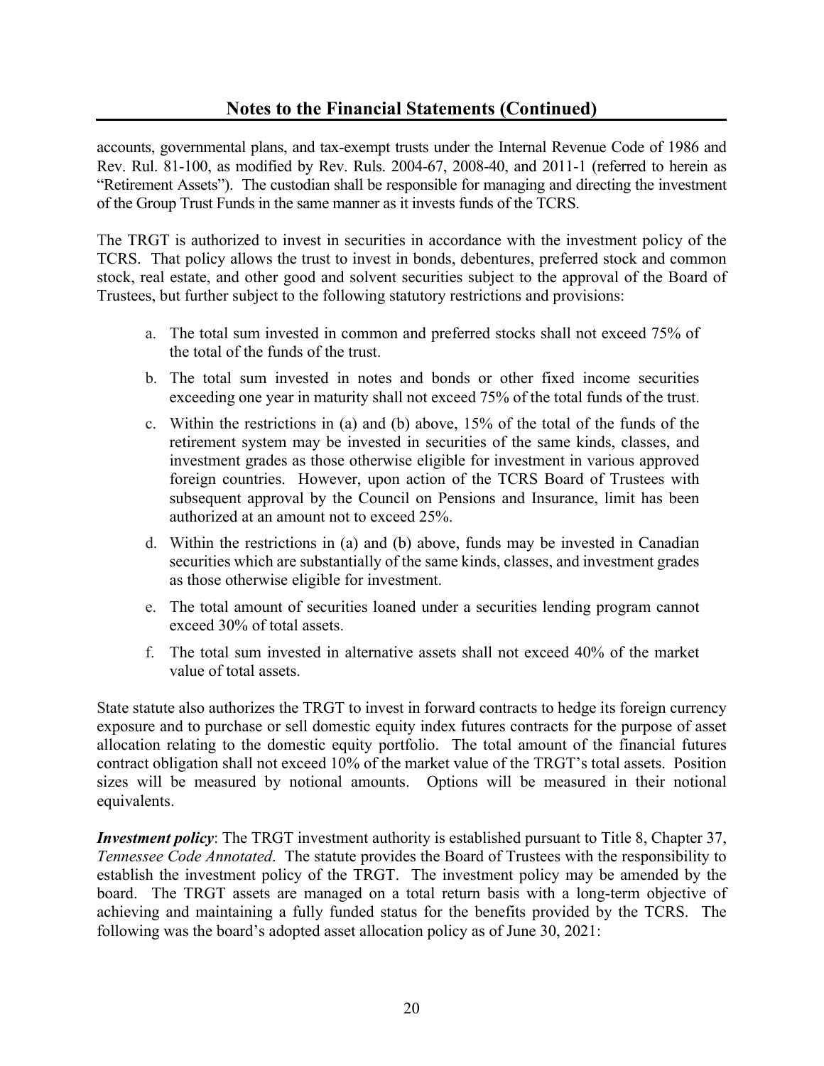accounts, governmental plans, and tax-exempt trusts under the Internal Revenue Code of 1986 and Rev. Rul. 81-100, as modified by Rev. Ruls. 2004-67, 2008-40, and 2011-1 (referred to herein as "Retirement Assets"). The custodian shall be responsible for managing and directing the investment of the Group Trust Funds in the same manner as it invests funds of the TCRS.

The TRGT is authorized to invest in securities in accordance with the investment policy of the TCRS. That policy allows the trust to invest in bonds, debentures, preferred stock and common stock, real estate, and other good and solvent securities subject to the approval of the Board of Trustees, but further subject to the following statutory restrictions and provisions:

a. The total sum invested in common and preferred stocks shall not exceed 75% of the total of the funds of the trust.
b. The total sum invested in notes and bonds or other fixed income securities exceeding one year in maturity shall not exceed 75% of the total funds of the trust.
c. Within the restrictions in (a) and (b) above, 15% of the total of the funds of the retirement system may be invested in securities of the same kinds, classes, and investment grades as those otherwise eligible for investment in various approved foreign countries. However, upon action of the TCRS Board of Trustees with subsequent approval by the Council on Pensions and Insurance, limit has been authorized at an amount not to exceed 25%.
d. Within the restrictions in (a) and (b) above, funds may be invested in Canadian securities which are substantially of the same kinds, classes, and investment grades as those otherwise eligible for investment.
e. The total amount of securities loaned under a securities lending program cannot exceed 30% of total assets.
f. The total sum invested in alternative assets shall not exceed 40% of the market value of total assets.

State statute also authorizes the TRGT to invest in forward contracts to hedge its foreign currency exposure and to purchase or sell domestic equity index futures contracts for the purpose of asset allocation relating to the domestic equity portfolio. The total amount of the financial futures contract obligation shall not exceed 10% of the market value of the TRGT's total assets. Position sizes will be measured by notional amounts. Options will be measured in their notional equivalents.

***Investment policy***: The TRGT investment authority is established pursuant to Title 8, Chapter 37, *Tennessee Code Annotated*. The statute provides the Board of Trustees with the responsibility to establish the investment policy of the TRGT. The investment policy may be amended by the board. The TRGT assets are managed on a total return basis with a long-term objective of achieving and maintaining a fully funded status for the benefits provided by the TCRS. The following was the board's adopted asset allocation policy as of June 30, 2021: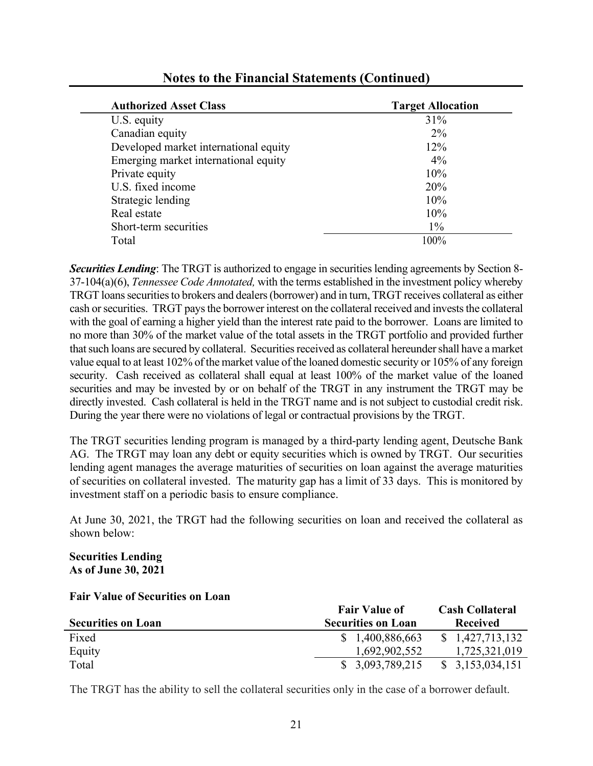## Notes to the Financial Statements (Continued)

| Authorized Asset Class | Target Allocation |
|---|---|
| U.S. equity | 31% |
| Canadian equity | 2% |
| Developed market international equity | 12% |
| Emerging market international equity | 4% |
| Private equity | 10% |
| U.S. fixed income | 20% |
| Strategic lending | 10% |
| Real estate | 10% |
| Short-term securities | 1% |
| Total | 100% |

***Securities Lending***: The TRGT is authorized to engage in securities lending agreements by Section 8-37-104(a)(6), *Tennessee Code Annotated,* with the terms established in the investment policy whereby TRGT loans securities to brokers and dealers (borrower) and in turn, TRGT receives collateral as either cash or securities. TRGT pays the borrower interest on the collateral received and invests the collateral with the goal of earning a higher yield than the interest rate paid to the borrower. Loans are limited to no more than 30% of the market value of the total assets in the TRGT portfolio and provided further that such loans are secured by collateral. Securities received as collateral hereunder shall have a market value equal to at least 102% of the market value of the loaned domestic security or 105% of any foreign security. Cash received as collateral shall equal at least 100% of the market value of the loaned securities and may be invested by or on behalf of the TRGT in any instrument the TRGT may be directly invested. Cash collateral is held in the TRGT name and is not subject to custodial credit risk. During the year there were no violations of legal or contractual provisions by the TRGT.

The TRGT securities lending program is managed by a third-party lending agent, Deutsche Bank AG. The TRGT may loan any debt or equity securities which is owned by TRGT. Our securities lending agent manages the average maturities of securities on loan against the average maturities of securities on collateral invested. The maturity gap has a limit of 33 days. This is monitored by investment staff on a periodic basis to ensure compliance.

At June 30, 2021, the TRGT had the following securities on loan and received the collateral as shown below:

**Securities Lending**
**As of June 30, 2021**

**Fair Value of Securities on Loan**

| Securities on Loan | Fair Value of Securities on Loan | Cash Collateral Received |
|---|---|---|
| Fixed | $ 1,400,886,663 | $ 1,427,713,132 |
| Equity | 1,692,902,552 | 1,725,321,019 |
| Total | $ 3,093,789,215 | $ 3,153,034,151 |

The TRGT has the ability to sell the collateral securities only in the case of a borrower default.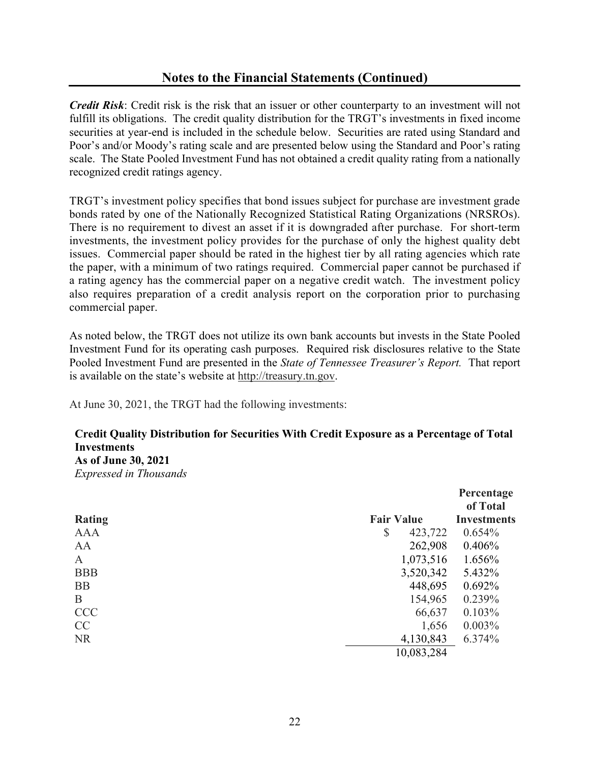## Notes to the Financial Statements (Continued)

***Credit Risk***: Credit risk is the risk that an issuer or other counterparty to an investment will not fulfill its obligations. The credit quality distribution for the TRGT's investments in fixed income securities at year-end is included in the schedule below. Securities are rated using Standard and Poor's and/or Moody's rating scale and are presented below using the Standard and Poor's rating scale. The State Pooled Investment Fund has not obtained a credit quality rating from a nationally recognized credit ratings agency.

TRGT's investment policy specifies that bond issues subject for purchase are investment grade bonds rated by one of the Nationally Recognized Statistical Rating Organizations (NRSROs). There is no requirement to divest an asset if it is downgraded after purchase. For short-term investments, the investment policy provides for the purchase of only the highest quality debt issues. Commercial paper should be rated in the highest tier by all rating agencies which rate the paper, with a minimum of two ratings required. Commercial paper cannot be purchased if a rating agency has the commercial paper on a negative credit watch. The investment policy also requires preparation of a credit analysis report on the corporation prior to purchasing commercial paper.

As noted below, the TRGT does not utilize its own bank accounts but invests in the State Pooled Investment Fund for its operating cash purposes. Required risk disclosures relative to the State Pooled Investment Fund are presented in the *State of Tennessee Treasurer's Report.* That report is available on the state's website at http://treasury.tn.gov.

At June 30, 2021, the TRGT had the following investments:

**Credit Quality Distribution for Securities With Credit Exposure as a Percentage of Total Investments**
**As of June 30, 2021**
*Expressed in Thousands*

| Rating | Fair Value | Percentage of Total Investments |
|---|---|---|
| AAA | $ 423,722 | 0.654% |
| AA | 262,908 | 0.406% |
| A | 1,073,516 | 1.656% |
| BBB | 3,520,342 | 5.432% |
| BB | 448,695 | 0.692% |
| B | 154,965 | 0.239% |
| CCC | 66,637 | 0.103% |
| CC | 1,656 | 0.003% |
| NR | 4,130,843 | 6.374% |
| | 10,083,284 | |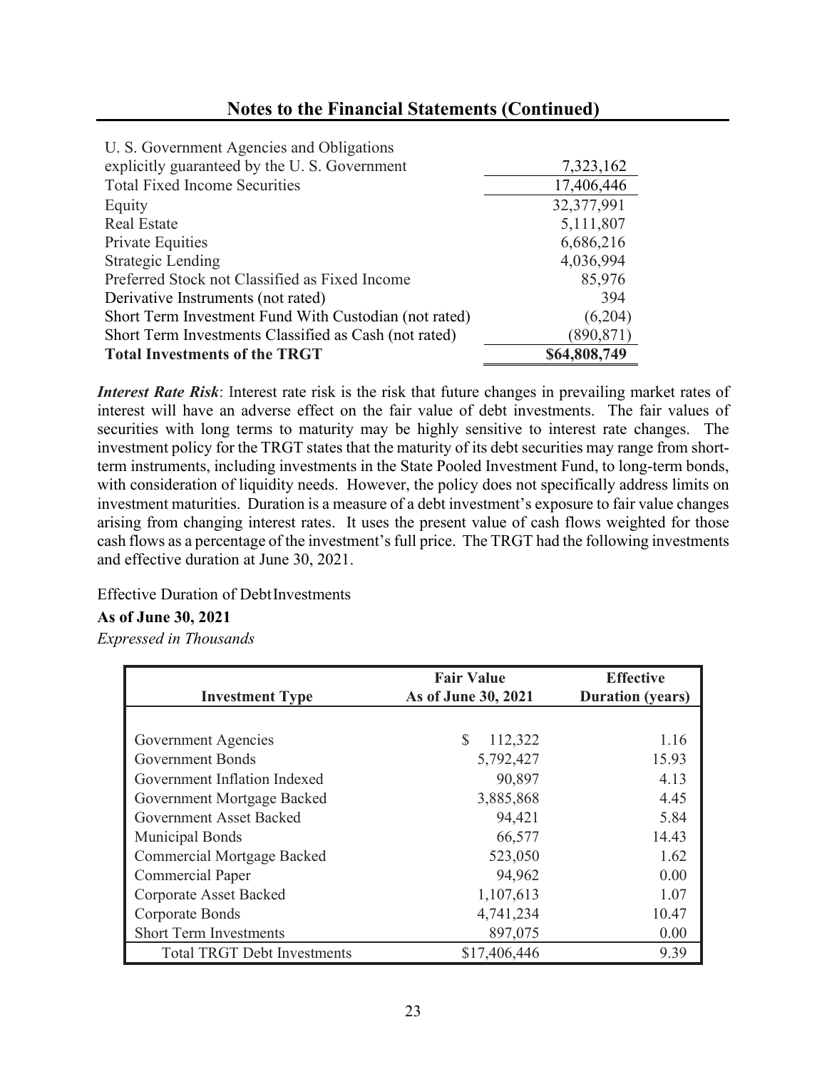## Notes to the Financial Statements (Continued)

| | |
|---|---|
| U. S. Government Agencies and Obligations explicitly guaranteed by the U. S. Government | 7,323,162 |
| Total Fixed Income Securities | 17,406,446 |
| Equity | 32,377,991 |
| Real Estate | 5,111,807 |
| Private Equities | 6,686,216 |
| Strategic Lending | 4,036,994 |
| Preferred Stock not Classified as Fixed Income | 85,976 |
| Derivative Instruments (not rated) | 394 |
| Short Term Investment Fund With Custodian (not rated) | (6,204) |
| Short Term Investments Classified as Cash (not rated) | (890,871) |
| **Total Investments of the TRGT** | **$64,808,749** |

***Interest Rate Risk***: Interest rate risk is the risk that future changes in prevailing market rates of interest will have an adverse effect on the fair value of debt investments. The fair values of securities with long terms to maturity may be highly sensitive to interest rate changes. The investment policy for the TRGT states that the maturity of its debt securities may range from short-term instruments, including investments in the State Pooled Investment Fund, to long-term bonds, with consideration of liquidity needs. However, the policy does not specifically address limits on investment maturities. Duration is a measure of a debt investment's exposure to fair value changes arising from changing interest rates. It uses the present value of cash flows weighted for those cash flows as a percentage of the investment's full price. The TRGT had the following investments and effective duration at June 30, 2021.

Effective Duration of Debt Investments

**As of June 30, 2021**

*Expressed in Thousands*

| Investment Type | Fair Value As of June 30, 2021 | Effective Duration (years) |
|---|---|---|
| Government Agencies | $ 112,322 | 1.16 |
| Government Bonds | 5,792,427 | 15.93 |
| Government Inflation Indexed | 90,897 | 4.13 |
| Government Mortgage Backed | 3,885,868 | 4.45 |
| Government Asset Backed | 94,421 | 5.84 |
| Municipal Bonds | 66,577 | 14.43 |
| Commercial Mortgage Backed | 523,050 | 1.62 |
| Commercial Paper | 94,962 | 0.00 |
| Corporate Asset Backed | 1,107,613 | 1.07 |
| Corporate Bonds | 4,741,234 | 10.47 |
| Short Term Investments | 897,075 | 0.00 |
| Total TRGT Debt Investments | $17,406,446 | 9.39 |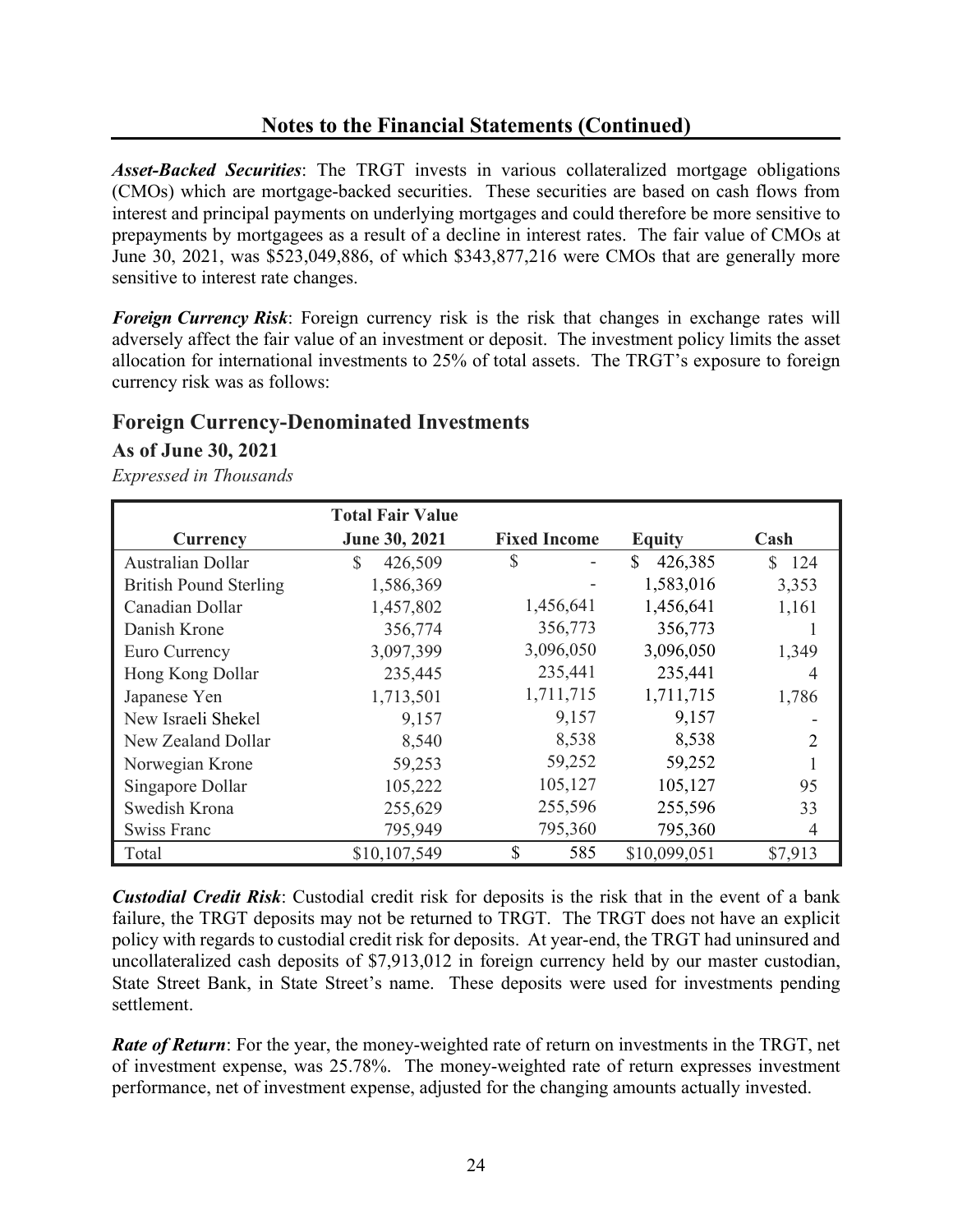## Notes to the Financial Statements (Continued)

***Asset-Backed Securities***: The TRGT invests in various collateralized mortgage obligations (CMOs) which are mortgage-backed securities. These securities are based on cash flows from interest and principal payments on underlying mortgages and could therefore be more sensitive to prepayments by mortgagees as a result of a decline in interest rates. The fair value of CMOs at June 30, 2021, was $523,049,886, of which $343,877,216 were CMOs that are generally more sensitive to interest rate changes.

***Foreign Currency Risk***: Foreign currency risk is the risk that changes in exchange rates will adversely affect the fair value of an investment or deposit. The investment policy limits the asset allocation for international investments to 25% of total assets. The TRGT's exposure to foreign currency risk was as follows:

## Foreign Currency-Denominated Investments

### As of June 30, 2021

*Expressed in Thousands*

| Currency | Total Fair Value June 30, 2021 | Fixed Income | Equity | Cash |
|---|---|---|---|---|
| Australian Dollar | $ 426,509 | $ - | $ 426,385 | $ 124 |
| British Pound Sterling | 1,586,369 | - | 1,583,016 | 3,353 |
| Canadian Dollar | 1,457,802 | 1,456,641 | 1,456,641 | 1,161 |
| Danish Krone | 356,774 | 356,773 | 356,773 | 1 |
| Euro Currency | 3,097,399 | 3,096,050 | 3,096,050 | 1,349 |
| Hong Kong Dollar | 235,445 | 235,441 | 235,441 | 4 |
| Japanese Yen | 1,713,501 | 1,711,715 | 1,711,715 | 1,786 |
| New Israeli Shekel | 9,157 | 9,157 | 9,157 | - |
| New Zealand Dollar | 8,540 | 8,538 | 8,538 | 2 |
| Norwegian Krone | 59,253 | 59,252 | 59,252 | 1 |
| Singapore Dollar | 105,222 | 105,127 | 105,127 | 95 |
| Swedish Krona | 255,629 | 255,596 | 255,596 | 33 |
| Swiss Franc | 795,949 | 795,360 | 795,360 | 4 |
| Total | $10,107,549 | $ 585 | $10,099,051 | $7,913 |

***Custodial Credit Risk***: Custodial credit risk for deposits is the risk that in the event of a bank failure, the TRGT deposits may not be returned to TRGT. The TRGT does not have an explicit policy with regards to custodial credit risk for deposits. At year-end, the TRGT had uninsured and uncollateralized cash deposits of $7,913,012 in foreign currency held by our master custodian, State Street Bank, in State Street's name. These deposits were used for investments pending settlement.

***Rate of Return***: For the year, the money-weighted rate of return on investments in the TRGT, net of investment expense, was 25.78%. The money-weighted rate of return expresses investment performance, net of investment expense, adjusted for the changing amounts actually invested.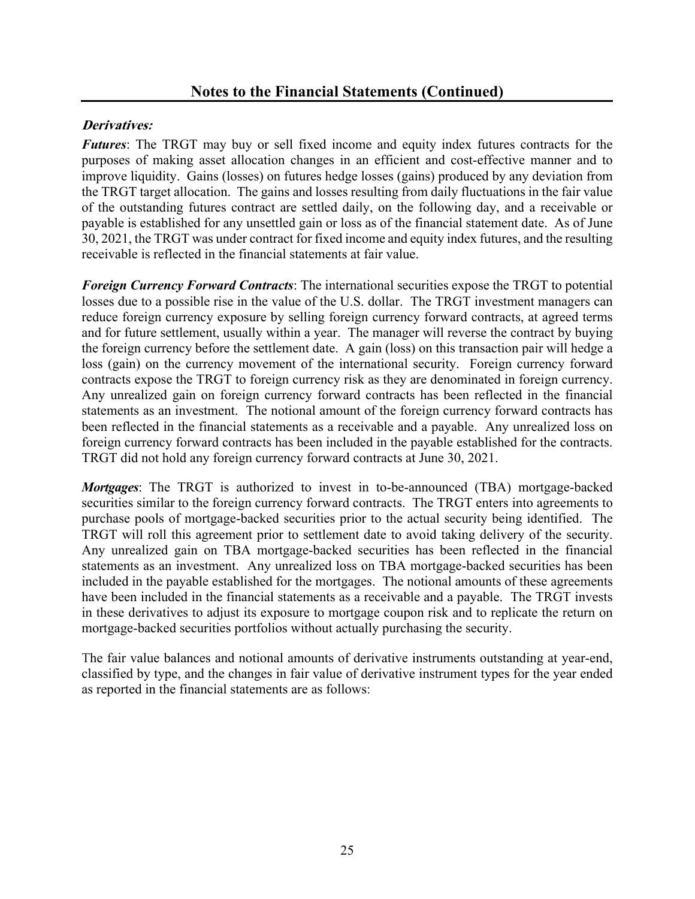## Notes to the Financial Statements (Continued)

***Derivatives:***

***Futures***: The TRGT may buy or sell fixed income and equity index futures contracts for the purposes of making asset allocation changes in an efficient and cost-effective manner and to improve liquidity. Gains (losses) on futures hedge losses (gains) produced by any deviation from the TRGT target allocation. The gains and losses resulting from daily fluctuations in the fair value of the outstanding futures contract are settled daily, on the following day, and a receivable or payable is established for any unsettled gain or loss as of the financial statement date. As of June 30, 2021, the TRGT was under contract for fixed income and equity index futures, and the resulting receivable is reflected in the financial statements at fair value.

***Foreign Currency Forward Contracts***: The international securities expose the TRGT to potential losses due to a possible rise in the value of the U.S. dollar. The TRGT investment managers can reduce foreign currency exposure by selling foreign currency forward contracts, at agreed terms and for future settlement, usually within a year. The manager will reverse the contract by buying the foreign currency before the settlement date. A gain (loss) on this transaction pair will hedge a loss (gain) on the currency movement of the international security. Foreign currency forward contracts expose the TRGT to foreign currency risk as they are denominated in foreign currency. Any unrealized gain on foreign currency forward contracts has been reflected in the financial statements as an investment. The notional amount of the foreign currency forward contracts has been reflected in the financial statements as a receivable and a payable. Any unrealized loss on foreign currency forward contracts has been included in the payable established for the contracts. TRGT did not hold any foreign currency forward contracts at June 30, 2021.

***Mortgages***: The TRGT is authorized to invest in to-be-announced (TBA) mortgage-backed securities similar to the foreign currency forward contracts. The TRGT enters into agreements to purchase pools of mortgage-backed securities prior to the actual security being identified. The TRGT will roll this agreement prior to settlement date to avoid taking delivery of the security. Any unrealized gain on TBA mortgage-backed securities has been reflected in the financial statements as an investment. Any unrealized loss on TBA mortgage-backed securities has been included in the payable established for the mortgages. The notional amounts of these agreements have been included in the financial statements as a receivable and a payable. The TRGT invests in these derivatives to adjust its exposure to mortgage coupon risk and to replicate the return on mortgage-backed securities portfolios without actually purchasing the security.

The fair value balances and notional amounts of derivative instruments outstanding at year-end, classified by type, and the changes in fair value of derivative instrument types for the year ended as reported in the financial statements are as follows: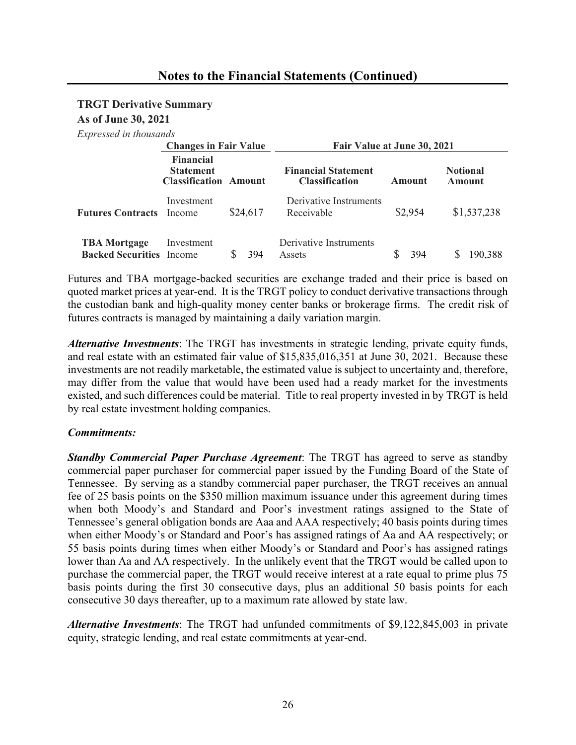## Notes to the Financial Statements (Continued)

**TRGT Derivative Summary**

**As of June 30, 2021**

*Expressed in thousands*

| | Changes in Fair Value | | Fair Value at June 30, 2021 | | |
|---|---|---|---|---|---|
| | **Financial Statement Classification** | **Amount** | **Financial Statement Classification** | **Amount** | **Notional Amount** |
| **Futures Contracts** | Investment Income | $24,617 | Derivative Instruments Receivable | $2,954 | $1,537,238 |
| **TBA Mortgage Backed Securities** | Investment Income | $ 394 | Derivative Instruments Assets | $ 394 | $ 190,388 |

Futures and TBA mortgage-backed securities are exchange traded and their price is based on quoted market prices at year-end. It is the TRGT policy to conduct derivative transactions through the custodian bank and high-quality money center banks or brokerage firms. The credit risk of futures contracts is managed by maintaining a daily variation margin.

***Alternative Investments***: The TRGT has investments in strategic lending, private equity funds, and real estate with an estimated fair value of $15,835,016,351 at June 30, 2021. Because these investments are not readily marketable, the estimated value is subject to uncertainty and, therefore, may differ from the value that would have been used had a ready market for the investments existed, and such differences could be material. Title to real property invested in by TRGT is held by real estate investment holding companies.

***Commitments:***

***Standby Commercial Paper Purchase Agreement***: The TRGT has agreed to serve as standby commercial paper purchaser for commercial paper issued by the Funding Board of the State of Tennessee. By serving as a standby commercial paper purchaser, the TRGT receives an annual fee of 25 basis points on the $350 million maximum issuance under this agreement during times when both Moody's and Standard and Poor's investment ratings assigned to the State of Tennessee's general obligation bonds are Aaa and AAA respectively; 40 basis points during times when either Moody's or Standard and Poor's has assigned ratings of Aa and AA respectively; or 55 basis points during times when either Moody's or Standard and Poor's has assigned ratings lower than Aa and AA respectively. In the unlikely event that the TRGT would be called upon to purchase the commercial paper, the TRGT would receive interest at a rate equal to prime plus 75 basis points during the first 30 consecutive days, plus an additional 50 basis points for each consecutive 30 days thereafter, up to a maximum rate allowed by state law.

***Alternative Investments***: The TRGT had unfunded commitments of $9,122,845,003 in private equity, strategic lending, and real estate commitments at year-end.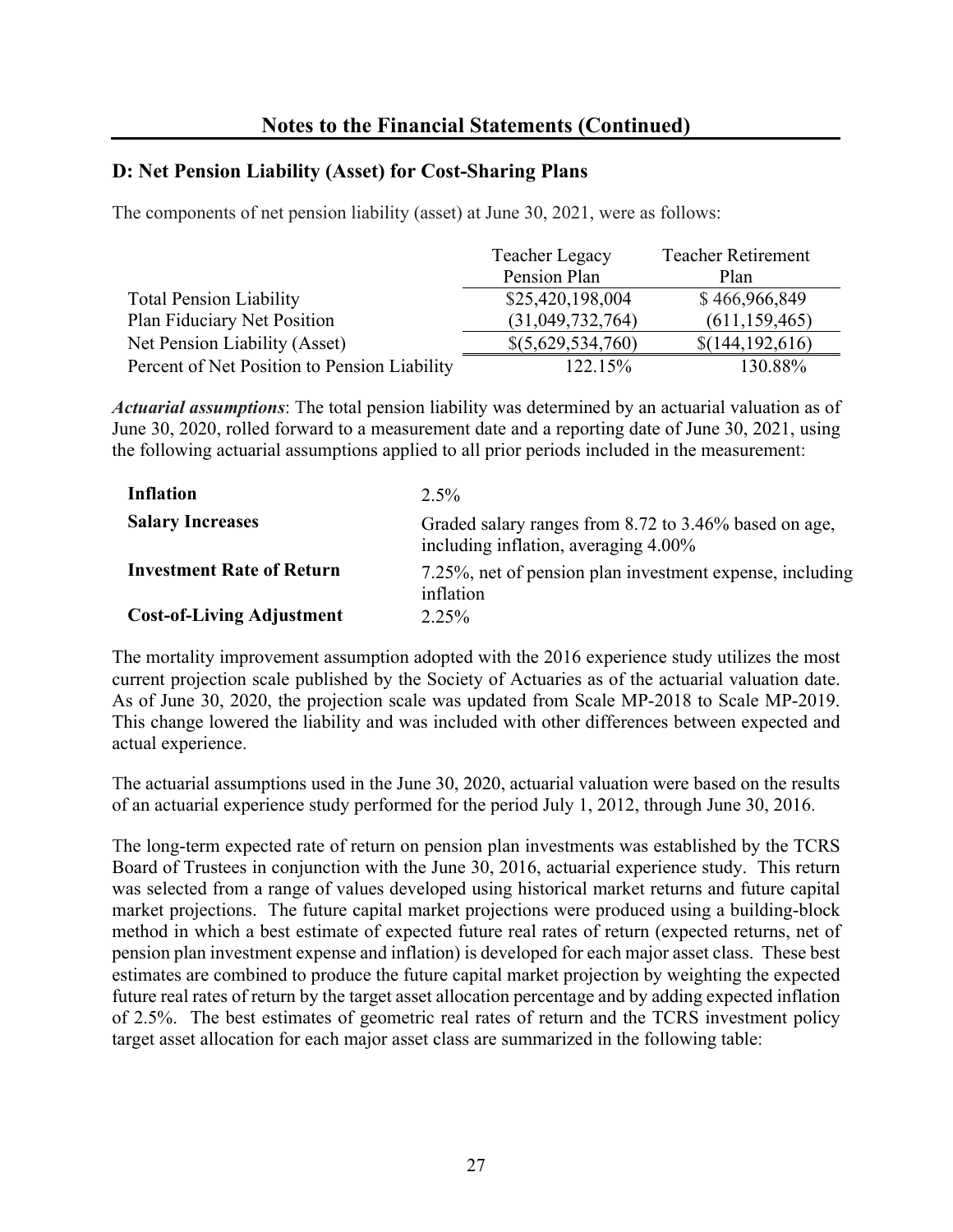## Notes to the Financial Statements (Continued)

### D: Net Pension Liability (Asset) for Cost-Sharing Plans

The components of net pension liability (asset) at June 30, 2021, were as follows:

| | Teacher Legacy Pension Plan | Teacher Retirement Plan |
|---|---|---|
| Total Pension Liability | $25,420,198,004 | $ 466,966,849 |
| Plan Fiduciary Net Position | (31,049,732,764) | (611,159,465) |
| Net Pension Liability (Asset) | $(5,629,534,760) | $(144,192,616) |
| Percent of Net Position to Pension Liability | 122.15% | 130.88% |

***Actuarial assumptions***: The total pension liability was determined by an actuarial valuation as of June 30, 2020, rolled forward to a measurement date and a reporting date of June 30, 2021, using the following actuarial assumptions applied to all prior periods included in the measurement:

| | |
|---|---|
| **Inflation** | 2.5% |
| **Salary Increases** | Graded salary ranges from 8.72 to 3.46% based on age, including inflation, averaging 4.00% |
| **Investment Rate of Return** | 7.25%, net of pension plan investment expense, including inflation |
| **Cost-of-Living Adjustment** | 2.25% |

The mortality improvement assumption adopted with the 2016 experience study utilizes the most current projection scale published by the Society of Actuaries as of the actuarial valuation date. As of June 30, 2020, the projection scale was updated from Scale MP-2018 to Scale MP-2019. This change lowered the liability and was included with other differences between expected and actual experience.

The actuarial assumptions used in the June 30, 2020, actuarial valuation were based on the results of an actuarial experience study performed for the period July 1, 2012, through June 30, 2016.

The long-term expected rate of return on pension plan investments was established by the TCRS Board of Trustees in conjunction with the June 30, 2016, actuarial experience study. This return was selected from a range of values developed using historical market returns and future capital market projections. The future capital market projections were produced using a building-block method in which a best estimate of expected future real rates of return (expected returns, net of pension plan investment expense and inflation) is developed for each major asset class. These best estimates are combined to produce the future capital market projection by weighting the expected future real rates of return by the target asset allocation percentage and by adding expected inflation of 2.5%. The best estimates of geometric real rates of return and the TCRS investment policy target asset allocation for each major asset class are summarized in the following table: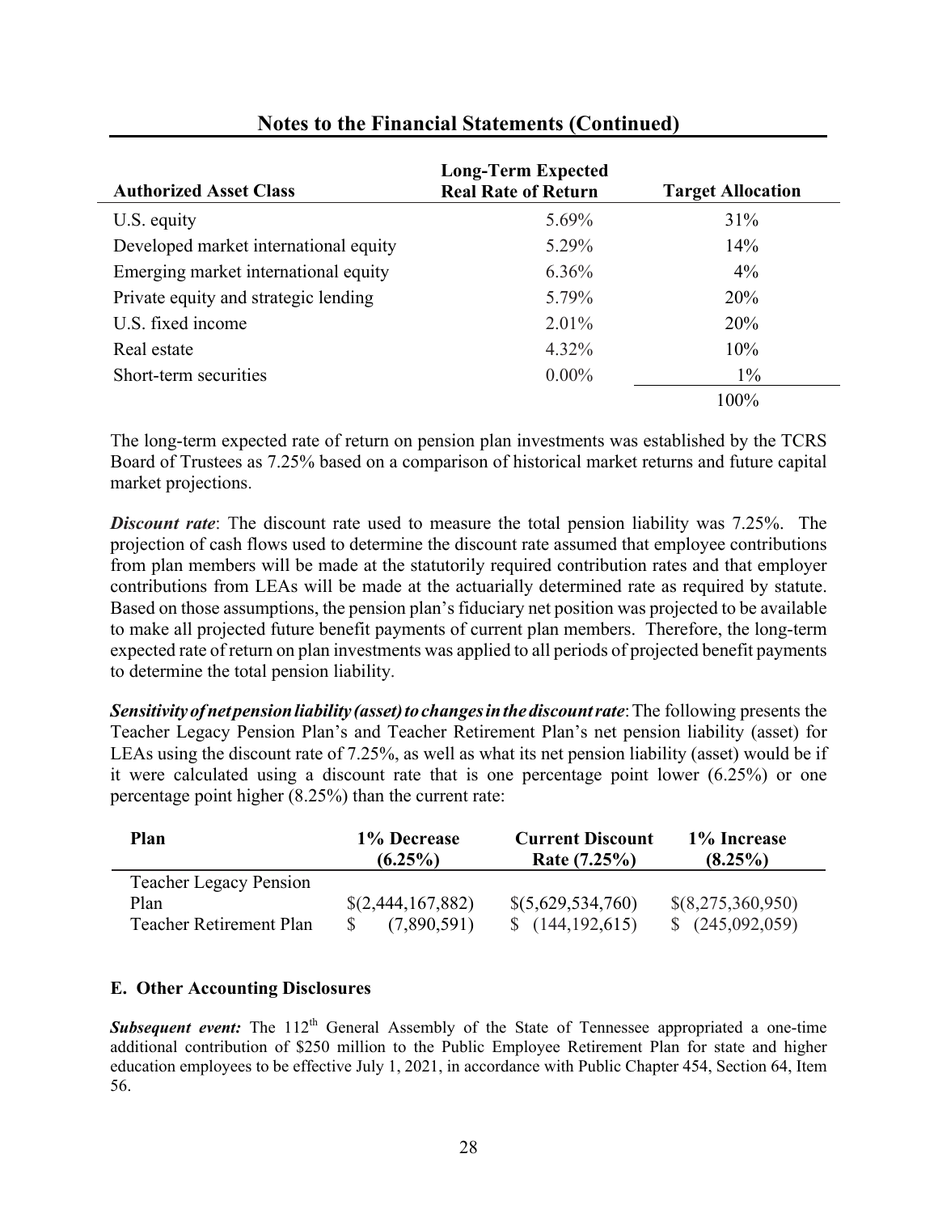## Notes to the Financial Statements (Continued)

| Authorized Asset Class | Long-Term Expected Real Rate of Return | Target Allocation |
|---|---|---|
| U.S. equity | 5.69% | 31% |
| Developed market international equity | 5.29% | 14% |
| Emerging market international equity | 6.36% | 4% |
| Private equity and strategic lending | 5.79% | 20% |
| U.S. fixed income | 2.01% | 20% |
| Real estate | 4.32% | 10% |
| Short-term securities | 0.00% | 1% |
| | | 100% |

The long-term expected rate of return on pension plan investments was established by the TCRS Board of Trustees as 7.25% based on a comparison of historical market returns and future capital market projections.

***Discount rate***: The discount rate used to measure the total pension liability was 7.25%. The projection of cash flows used to determine the discount rate assumed that employee contributions from plan members will be made at the statutorily required contribution rates and that employer contributions from LEAs will be made at the actuarially determined rate as required by statute. Based on those assumptions, the pension plan's fiduciary net position was projected to be available to make all projected future benefit payments of current plan members. Therefore, the long-term expected rate of return on plan investments was applied to all periods of projected benefit payments to determine the total pension liability.

***Sensitivity of net pension liability (asset) to changes in the discount rate***: The following presents the Teacher Legacy Pension Plan's and Teacher Retirement Plan's net pension liability (asset) for LEAs using the discount rate of 7.25%, as well as what its net pension liability (asset) would be if it were calculated using a discount rate that is one percentage point lower (6.25%) or one percentage point higher (8.25%) than the current rate:

| Plan | 1% Decrease (6.25%) | Current Discount Rate (7.25%) | 1% Increase (8.25%) |
|---|---|---|---|
| Teacher Legacy Pension Plan | $(2,444,167,882) | $(5,629,534,760) | $(8,275,360,950) |
| Teacher Retirement Plan | $ (7,890,591) | $ (144,192,615) | $ (245,092,059) |

### E. Other Accounting Disclosures

***Subsequent event:*** The 112th General Assembly of the State of Tennessee appropriated a one-time additional contribution of $250 million to the Public Employee Retirement Plan for state and higher education employees to be effective July 1, 2021, in accordance with Public Chapter 454, Section 64, Item 56.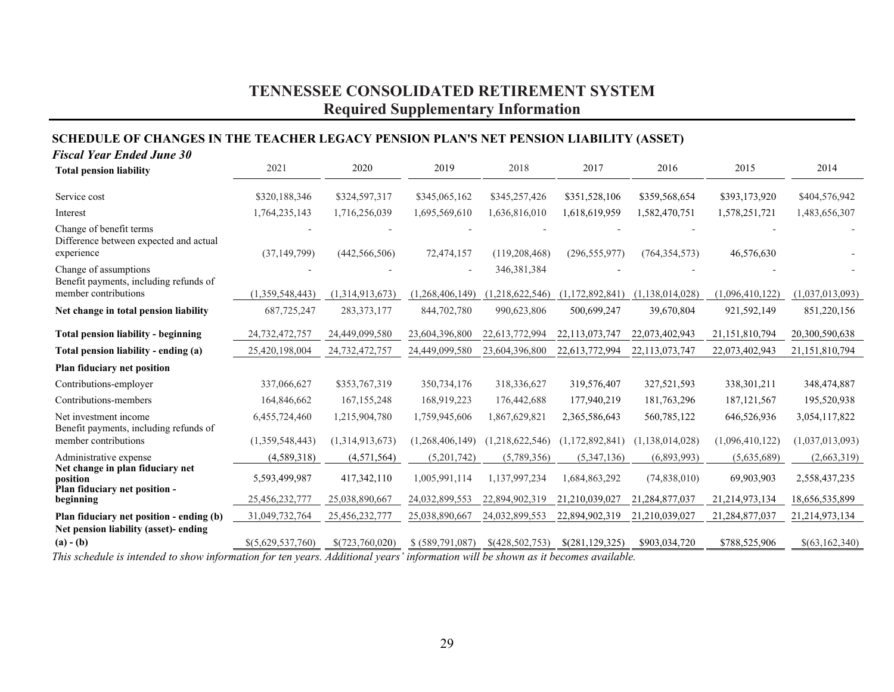# TENNESSEE CONSOLIDATED RETIREMENT SYSTEM
## Required Supplementary Information

### SCHEDULE OF CHANGES IN THE TEACHER LEGACY PENSION PLAN'S NET PENSION LIABILITY (ASSET)

*Fiscal Year Ended June 30*

| **Total pension liability** | 2021 | 2020 | 2019 | 2018 | 2017 | 2016 | 2015 | 2014 |
|---|---|---|---|---|---|---|---|---|
| Service cost | $320,188,346 | $324,597,317 | $345,065,162 | $345,257,426 | $351,528,106 | $359,568,654 | $393,173,920 | $404,576,942 |
| Interest | 1,764,235,143 | 1,716,256,039 | 1,695,569,610 | 1,636,816,010 | 1,618,619,959 | 1,582,470,751 | 1,578,251,721 | 1,483,656,307 |
| Change of benefit terms | - | - | - | - | - | - | - | - |
| Difference between expected and actual experience | (37,149,799) | (442,566,506) | 72,474,157 | (119,208,468) | (296,555,977) | (764,354,573) | 46,576,630 | - |
| Change of assumptions | - | - | - | 346,381,384 | - | - | - | - |
| Benefit payments, including refunds of member contributions | (1,359,548,443) | (1,314,913,673) | (1,268,406,149) | (1,218,622,546) | (1,172,892,841) | (1,138,014,028) | (1,096,410,122) | (1,037,013,093) |
| **Net change in total pension liability** | 687,725,247 | 283,373,177 | 844,702,780 | 990,623,806 | 500,699,247 | 39,670,804 | 921,592,149 | 851,220,156 |
| **Total pension liability - beginning** | 24,732,472,757 | 24,449,099,580 | 23,604,396,800 | 22,613,772,994 | 22,113,073,747 | 22,073,402,943 | 21,151,810,794 | 20,300,590,638 |
| **Total pension liability - ending (a)** | 25,420,198,004 | 24,732,472,757 | 24,449,099,580 | 23,604,396,800 | 22,613,772,994 | 22,113,073,747 | 22,073,402,943 | 21,151,810,794 |
| **Plan fiduciary net position** | | | | | | | | |
| Contributions-employer | 337,066,627 | $353,767,319 | 350,734,176 | 318,336,627 | 319,576,407 | 327,521,593 | 338,301,211 | 348,474,887 |
| Contributions-members | 164,846,662 | 167,155,248 | 168,919,223 | 176,442,688 | 177,940,219 | 181,763,296 | 187,121,567 | 195,520,938 |
| Net investment income | 6,455,724,460 | 1,215,904,780 | 1,759,945,606 | 1,867,629,821 | 2,365,586,643 | 560,785,122 | 646,526,936 | 3,054,117,822 |
| Benefit payments, including refunds of member contributions | (1,359,548,443) | (1,314,913,673) | (1,268,406,149) | (1,218,622,546) | (1,172,892,841) | (1,138,014,028) | (1,096,410,122) | (1,037,013,093) |
| Administrative expense | (4,589,318) | (4,571,564) | (5,201,742) | (5,789,356) | (5,347,136) | (6,893,993) | (5,635,689) | (2,663,319) |
| **Net change in plan fiduciary net position** | 5,593,499,987 | 417,342,110 | 1,005,991,114 | 1,137,997,234 | 1,684,863,292 | (74,838,010) | 69,903,903 | 2,558,437,235 |
| **Plan fiduciary net position - beginning** | 25,456,232,777 | 25,038,890,667 | 24,032,899,553 | 22,894,902,319 | 21,210,039,027 | 21,284,877,037 | 21,214,973,134 | 18,656,535,899 |
| **Plan fiduciary net position - ending (b)** | 31,049,732,764 | 25,456,232,777 | 25,038,890,667 | 24,032,899,553 | 22,894,902,319 | 21,210,039,027 | 21,284,877,037 | 21,214,973,134 |
| **Net pension liability (asset)- ending (a) - (b)** | $(5,629,537,760) | $(723,760,020) | $ (589,791,087) | $(428,502,753) | $(281,129,325) | $903,034,720 | $788,525,906 | $(63,162,340) |

*This schedule is intended to show information for ten years. Additional years' information will be shown as it becomes available.*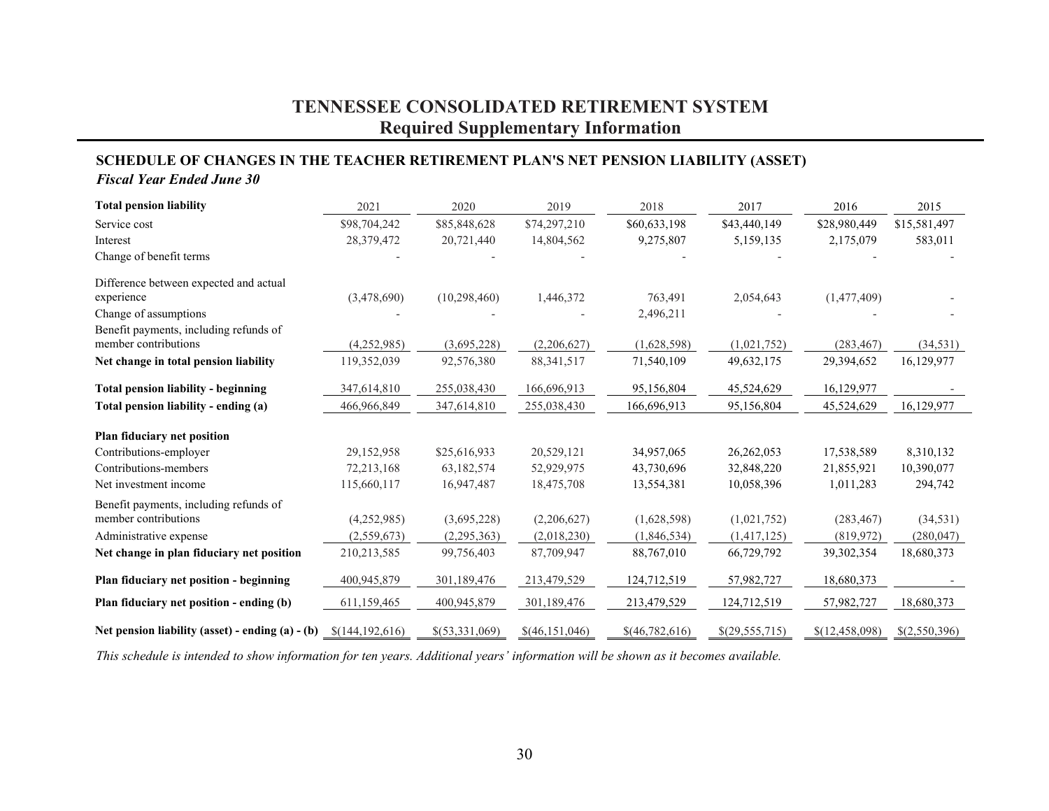# TENNESSEE CONSOLIDATED RETIREMENT SYSTEM
## Required Supplementary Information

### SCHEDULE OF CHANGES IN THE TEACHER RETIREMENT PLAN'S NET PENSION LIABILITY (ASSET)

*Fiscal Year Ended June 30*

| **Total pension liability** | 2021 | 2020 | 2019 | 2018 | 2017 | 2016 | 2015 |
|---|---|---|---|---|---|---|---|
| Service cost | $98,704,242 | $85,848,628 | $74,297,210 | $60,633,198 | $43,440,149 | $28,980,449 | $15,581,497 |
| Interest | 28,379,472 | 20,721,440 | 14,804,562 | 9,275,807 | 5,159,135 | 2,175,079 | 583,011 |
| Change of benefit terms | - | - | - | - | - | - | - |
| Difference between expected and actual experience | (3,478,690) | (10,298,460) | 1,446,372 | 763,491 | 2,054,643 | (1,477,409) | - |
| Change of assumptions | - | - | - | 2,496,211 | - | - | - |
| Benefit payments, including refunds of member contributions | (4,252,985) | (3,695,228) | (2,206,627) | (1,628,598) | (1,021,752) | (283,467) | (34,531) |
| **Net change in total pension liability** | 119,352,039 | 92,576,380 | 88,341,517 | 71,540,109 | 49,632,175 | 29,394,652 | 16,129,977 |
| **Total pension liability - beginning** | 347,614,810 | 255,038,430 | 166,696,913 | 95,156,804 | 45,524,629 | 16,129,977 | - |
| **Total pension liability - ending (a)** | 466,966,849 | 347,614,810 | 255,038,430 | 166,696,913 | 95,156,804 | 45,524,629 | 16,129,977 |
| **Plan fiduciary net position** | | | | | | | |
| Contributions-employer | 29,152,958 | $25,616,933 | 20,529,121 | 34,957,065 | 26,262,053 | 17,538,589 | 8,310,132 |
| Contributions-members | 72,213,168 | 63,182,574 | 52,929,975 | 43,730,696 | 32,848,220 | 21,855,921 | 10,390,077 |
| Net investment income | 115,660,117 | 16,947,487 | 18,475,708 | 13,554,381 | 10,058,396 | 1,011,283 | 294,742 |
| Benefit payments, including refunds of member contributions | (4,252,985) | (3,695,228) | (2,206,627) | (1,628,598) | (1,021,752) | (283,467) | (34,531) |
| Administrative expense | (2,559,673) | (2,295,363) | (2,018,230) | (1,846,534) | (1,417,125) | (819,972) | (280,047) |
| **Net change in plan fiduciary net position** | 210,213,585 | 99,756,403 | 87,709,947 | 88,767,010 | 66,729,792 | 39,302,354 | 18,680,373 |
| **Plan fiduciary net position - beginning** | 400,945,879 | 301,189,476 | 213,479,529 | 124,712,519 | 57,982,727 | 18,680,373 | - |
| **Plan fiduciary net position - ending (b)** | 611,159,465 | 400,945,879 | 301,189,476 | 213,479,529 | 124,712,519 | 57,982,727 | 18,680,373 |
| **Net pension liability (asset) - ending (a) - (b)** | $(144,192,616) | $(53,331,069) | $(46,151,046) | $(46,782,616) | $(29,555,715) | $(12,458,098) | $(2,550,396) |

*This schedule is intended to show information for ten years. Additional years' information will be shown as it becomes available.*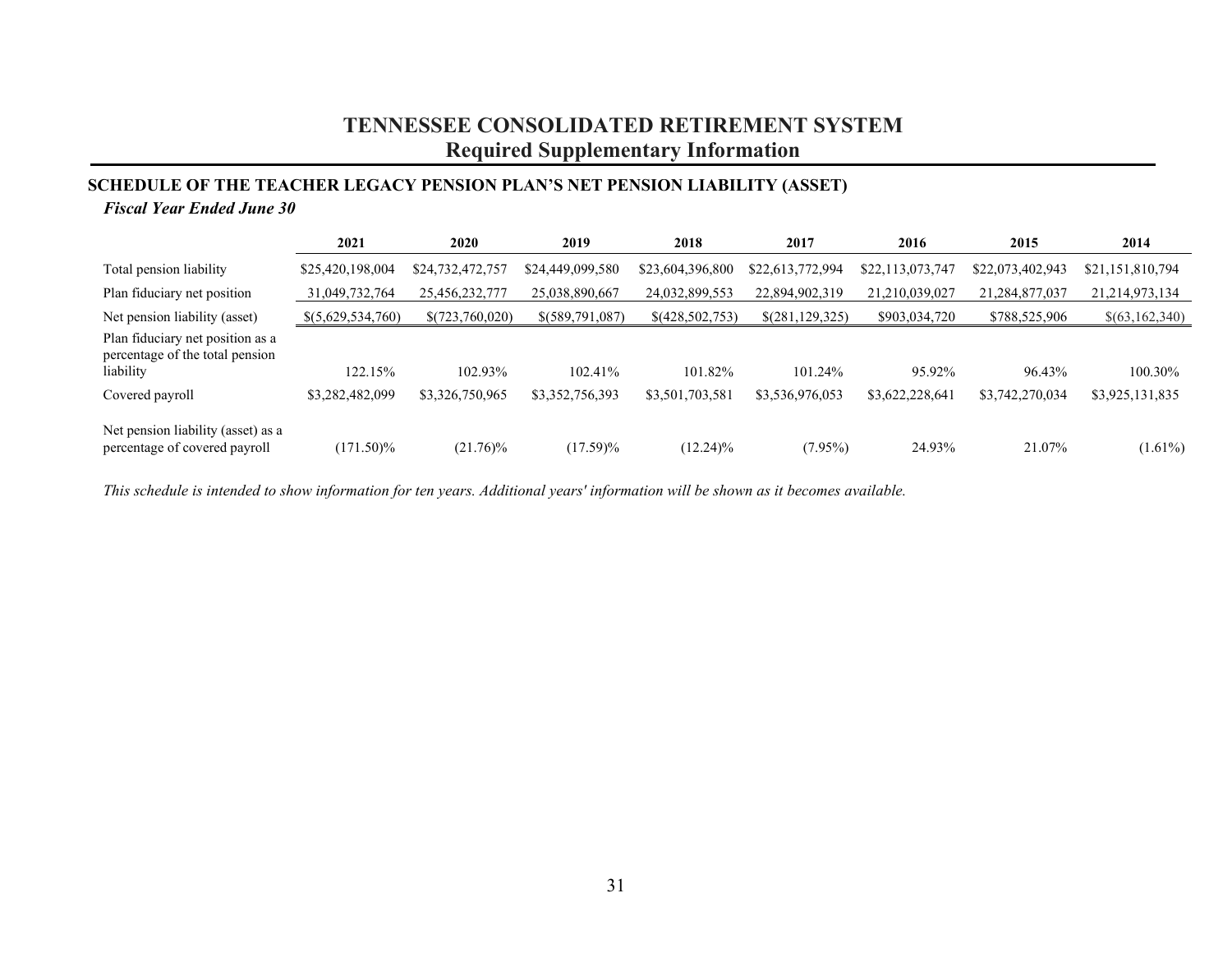# TENNESSEE CONSOLIDATED RETIREMENT SYSTEM
## Required Supplementary Information

### SCHEDULE OF THE TEACHER LEGACY PENSION PLAN'S NET PENSION LIABILITY (ASSET)

***Fiscal Year Ended June 30***

| | 2021 | 2020 | 2019 | 2018 | 2017 | 2016 | 2015 | 2014 |
|---|---|---|---|---|---|---|---|---|
| Total pension liability | $25,420,198,004 | $24,732,472,757 | $24,449,099,580 | $23,604,396,800 | $22,613,772,994 | $22,113,073,747 | $22,073,402,943 | $21,151,810,794 |
| Plan fiduciary net position | 31,049,732,764 | 25,456,232,777 | 25,038,890,667 | 24,032,899,553 | 22,894,902,319 | 21,210,039,027 | 21,284,877,037 | 21,214,973,134 |
| Net pension liability (asset) | $(5,629,534,760) | $(723,760,020) | $(589,791,087) | $(428,502,753) | $(281,129,325) | $903,034,720 | $788,525,906 | $(63,162,340) |
| Plan fiduciary net position as a percentage of the total pension liability | 122.15% | 102.93% | 102.41% | 101.82% | 101.24% | 95.92% | 96.43% | 100.30% |
| Covered payroll | $3,282,482,099 | $3,326,750,965 | $3,352,756,393 | $3,501,703,581 | $3,536,976,053 | $3,622,228,641 | $3,742,270,034 | $3,925,131,835 |
| Net pension liability (asset) as a percentage of covered payroll | (171.50)% | (21.76)% | (17.59)% | (12.24)% | (7.95%) | 24.93% | 21.07% | (1.61%) |

*This schedule is intended to show information for ten years. Additional years' information will be shown as it becomes available.*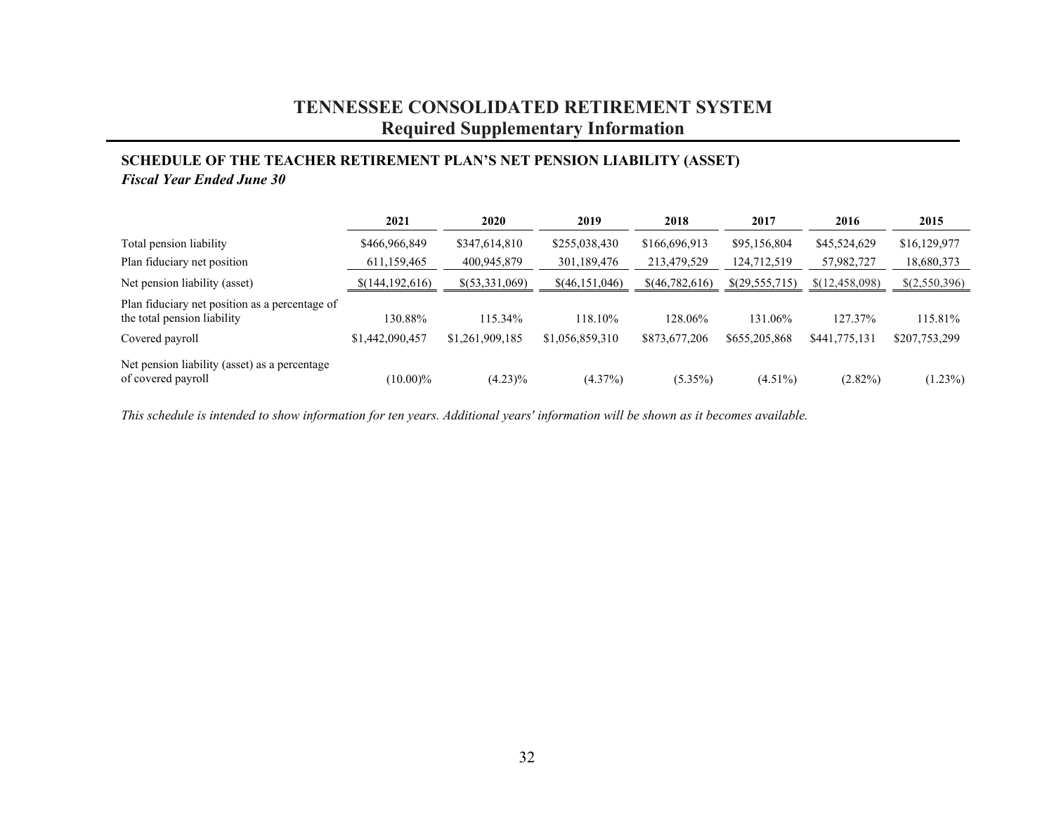# TENNESSEE CONSOLIDATED RETIREMENT SYSTEM
## Required Supplementary Information

### SCHEDULE OF THE TEACHER RETIREMENT PLAN'S NET PENSION LIABILITY (ASSET)

***Fiscal Year Ended June 30***

| | 2021 | 2020 | 2019 | 2018 | 2017 | 2016 | 2015 |
|---|---|---|---|---|---|---|---|
| Total pension liability | $466,966,849 | $347,614,810 | $255,038,430 | $166,696,913 | $95,156,804 | $45,524,629 | $16,129,977 |
| Plan fiduciary net position | 611,159,465 | 400,945,879 | 301,189,476 | 213,479,529 | 124,712,519 | 57,982,727 | 18,680,373 |
| Net pension liability (asset) | $(144,192,616) | $(53,331,069) | $(46,151,046) | $(46,782,616) | $(29,555,715) | $(12,458,098) | $(2,550,396) |
| Plan fiduciary net position as a percentage of the total pension liability | 130.88% | 115.34% | 118.10% | 128.06% | 131.06% | 127.37% | 115.81% |
| Covered payroll | $1,442,090,457 | $1,261,909,185 | $1,056,859,310 | $873,677,206 | $655,205,868 | $441,775,131 | $207,753,299 |
| Net pension liability (asset) as a percentage of covered payroll | (10.00)% | (4.23)% | (4.37%) | (5.35%) | (4.51%) | (2.82%) | (1.23%) |

*This schedule is intended to show information for ten years. Additional years' information will be shown as it becomes available.*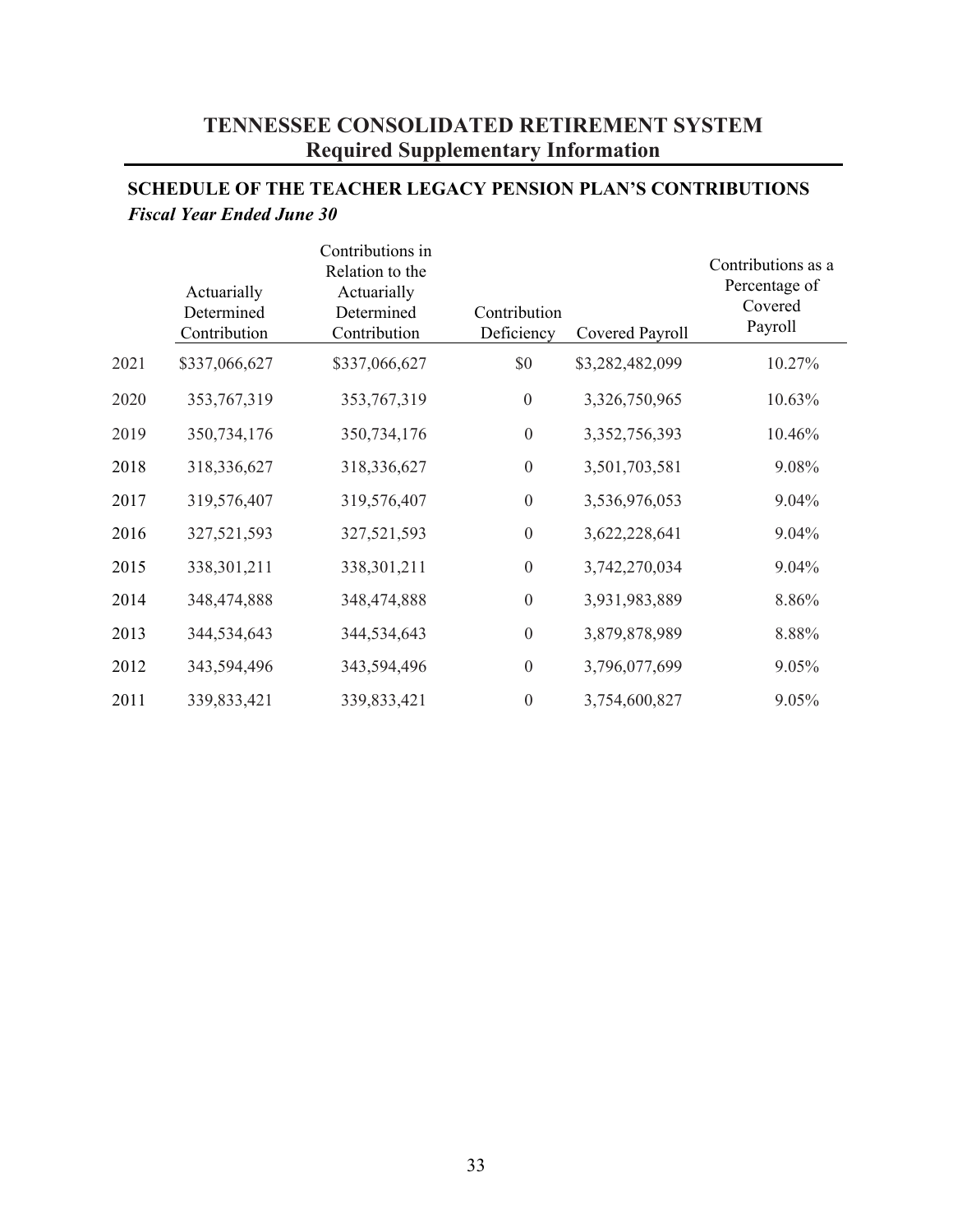# TENNESSEE CONSOLIDATED RETIREMENT SYSTEM
## Required Supplementary Information

### SCHEDULE OF THE TEACHER LEGACY PENSION PLAN'S CONTRIBUTIONS
***Fiscal Year Ended June 30***

| | Actuarially Determined Contribution | Contributions in Relation to the Actuarially Determined Contribution | Contribution Deficiency | Covered Payroll | Contributions as a Percentage of Covered Payroll |
|---|---|---|---|---|---|
| 2021 | $337,066,627 | $337,066,627 | $0 | $3,282,482,099 | 10.27% |
| 2020 | 353,767,319 | 353,767,319 | 0 | 3,326,750,965 | 10.63% |
| 2019 | 350,734,176 | 350,734,176 | 0 | 3,352,756,393 | 10.46% |
| 2018 | 318,336,627 | 318,336,627 | 0 | 3,501,703,581 | 9.08% |
| 2017 | 319,576,407 | 319,576,407 | 0 | 3,536,976,053 | 9.04% |
| 2016 | 327,521,593 | 327,521,593 | 0 | 3,622,228,641 | 9.04% |
| 2015 | 338,301,211 | 338,301,211 | 0 | 3,742,270,034 | 9.04% |
| 2014 | 348,474,888 | 348,474,888 | 0 | 3,931,983,889 | 8.86% |
| 2013 | 344,534,643 | 344,534,643 | 0 | 3,879,878,989 | 8.88% |
| 2012 | 343,594,496 | 343,594,496 | 0 | 3,796,077,699 | 9.05% |
| 2011 | 339,833,421 | 339,833,421 | 0 | 3,754,600,827 | 9.05% |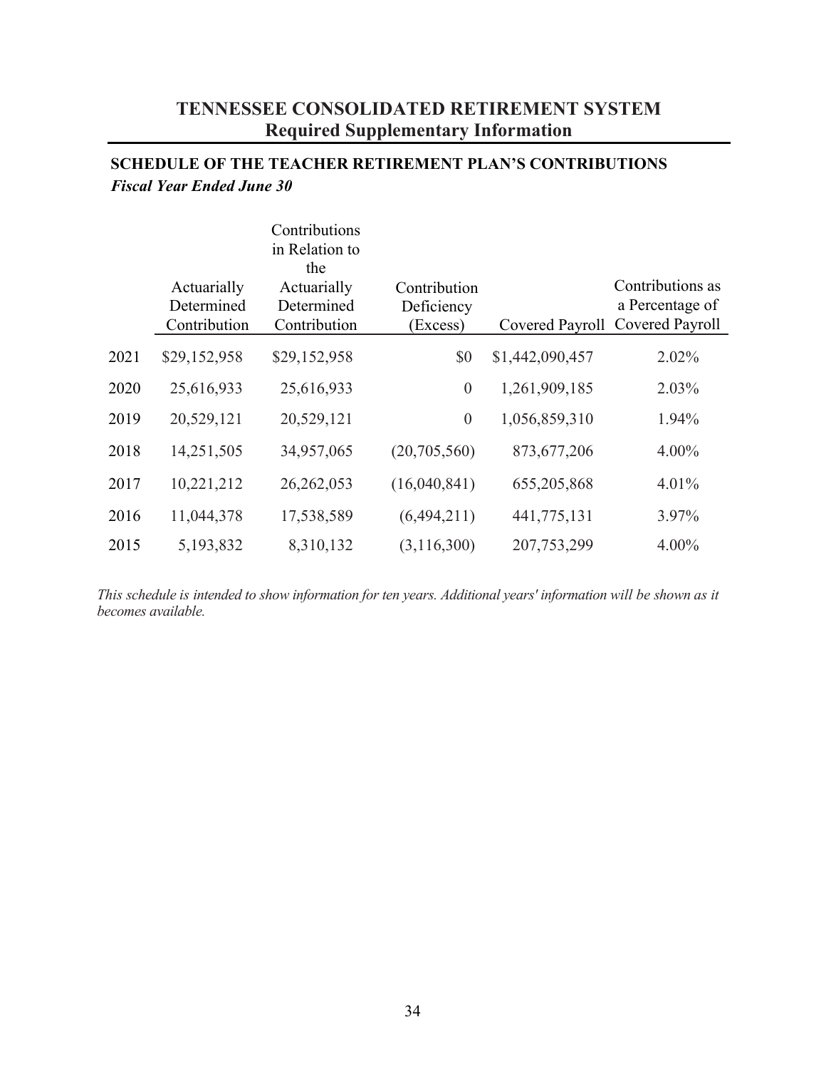# TENNESSEE CONSOLIDATED RETIREMENT SYSTEM
## Required Supplementary Information

### SCHEDULE OF THE TEACHER RETIREMENT PLAN'S CONTRIBUTIONS
***Fiscal Year Ended June 30***

| | Actuarially Determined Contribution | Contributions in Relation to the Actuarially Determined Contribution | Contribution Deficiency (Excess) | Covered Payroll | Contributions as a Percentage of Covered Payroll |
|---|---|---|---|---|---|
| 2021 | $29,152,958 | $29,152,958 | $0 | $1,442,090,457 | 2.02% |
| 2020 | 25,616,933 | 25,616,933 | 0 | 1,261,909,185 | 2.03% |
| 2019 | 20,529,121 | 20,529,121 | 0 | 1,056,859,310 | 1.94% |
| 2018 | 14,251,505 | 34,957,065 | (20,705,560) | 873,677,206 | 4.00% |
| 2017 | 10,221,212 | 26,262,053 | (16,040,841) | 655,205,868 | 4.01% |
| 2016 | 11,044,378 | 17,538,589 | (6,494,211) | 441,775,131 | 3.97% |
| 2015 | 5,193,832 | 8,310,132 | (3,116,300) | 207,753,299 | 4.00% |

*This schedule is intended to show information for ten years. Additional years' information will be shown as it becomes available.*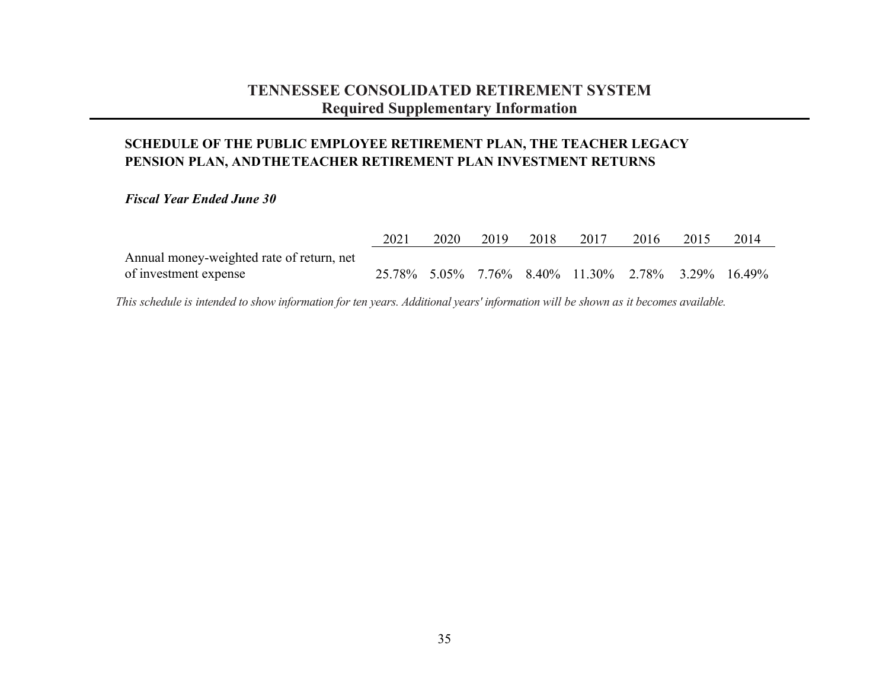# TENNESSEE CONSOLIDATED RETIREMENT SYSTEM
## Required Supplementary Information

### SCHEDULE OF THE PUBLIC EMPLOYEE RETIREMENT PLAN, THE TEACHER LEGACY PENSION PLAN, AND THE TEACHER RETIREMENT PLAN INVESTMENT RETURNS

***Fiscal Year Ended June 30***

| | 2021 | 2020 | 2019 | 2018 | 2017 | 2016 | 2015 | 2014 |
|---|---|---|---|---|---|---|---|---|
| Annual money-weighted rate of return, net of investment expense | 25.78% | 5.05% | 7.76% | 8.40% | 11.30% | 2.78% | 3.29% | 16.49% |

*This schedule is intended to show information for ten years. Additional years' information will be shown as it becomes available.*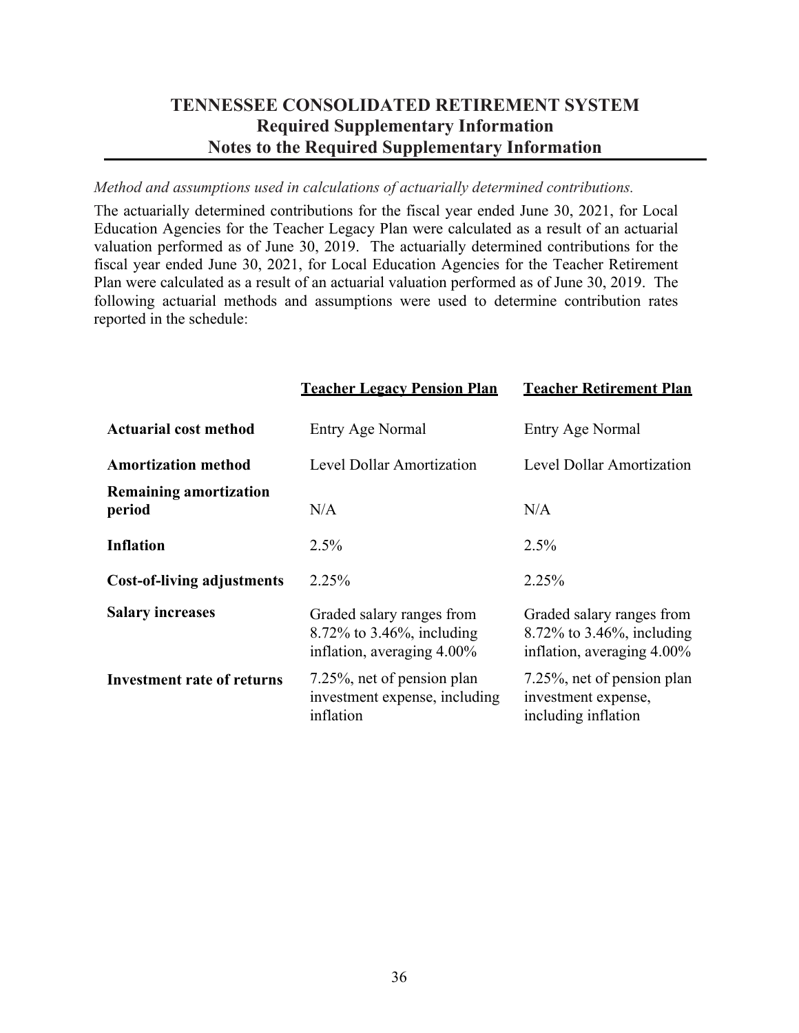# TENNESSEE CONSOLIDATED RETIREMENT SYSTEM
## Required Supplementary Information
## Notes to the Required Supplementary Information

*Method and assumptions used in calculations of actuarially determined contributions.*

The actuarially determined contributions for the fiscal year ended June 30, 2021, for Local Education Agencies for the Teacher Legacy Plan were calculated as a result of an actuarial valuation performed as of June 30, 2019. The actuarially determined contributions for the fiscal year ended June 30, 2021, for Local Education Agencies for the Teacher Retirement Plan were calculated as a result of an actuarial valuation performed as of June 30, 2019. The following actuarial methods and assumptions were used to determine contribution rates reported in the schedule:

| | Teacher Legacy Pension Plan | Teacher Retirement Plan |
|---|---|---|
| **Actuarial cost method** | Entry Age Normal | Entry Age Normal |
| **Amortization method** | Level Dollar Amortization | Level Dollar Amortization |
| **Remaining amortization period** | N/A | N/A |
| **Inflation** | 2.5% | 2.5% |
| **Cost-of-living adjustments** | 2.25% | 2.25% |
| **Salary increases** | Graded salary ranges from 8.72% to 3.46%, including inflation, averaging 4.00% | Graded salary ranges from 8.72% to 3.46%, including inflation, averaging 4.00% |
| **Investment rate of returns** | 7.25%, net of pension plan investment expense, including inflation | 7.25%, net of pension plan investment expense, including inflation |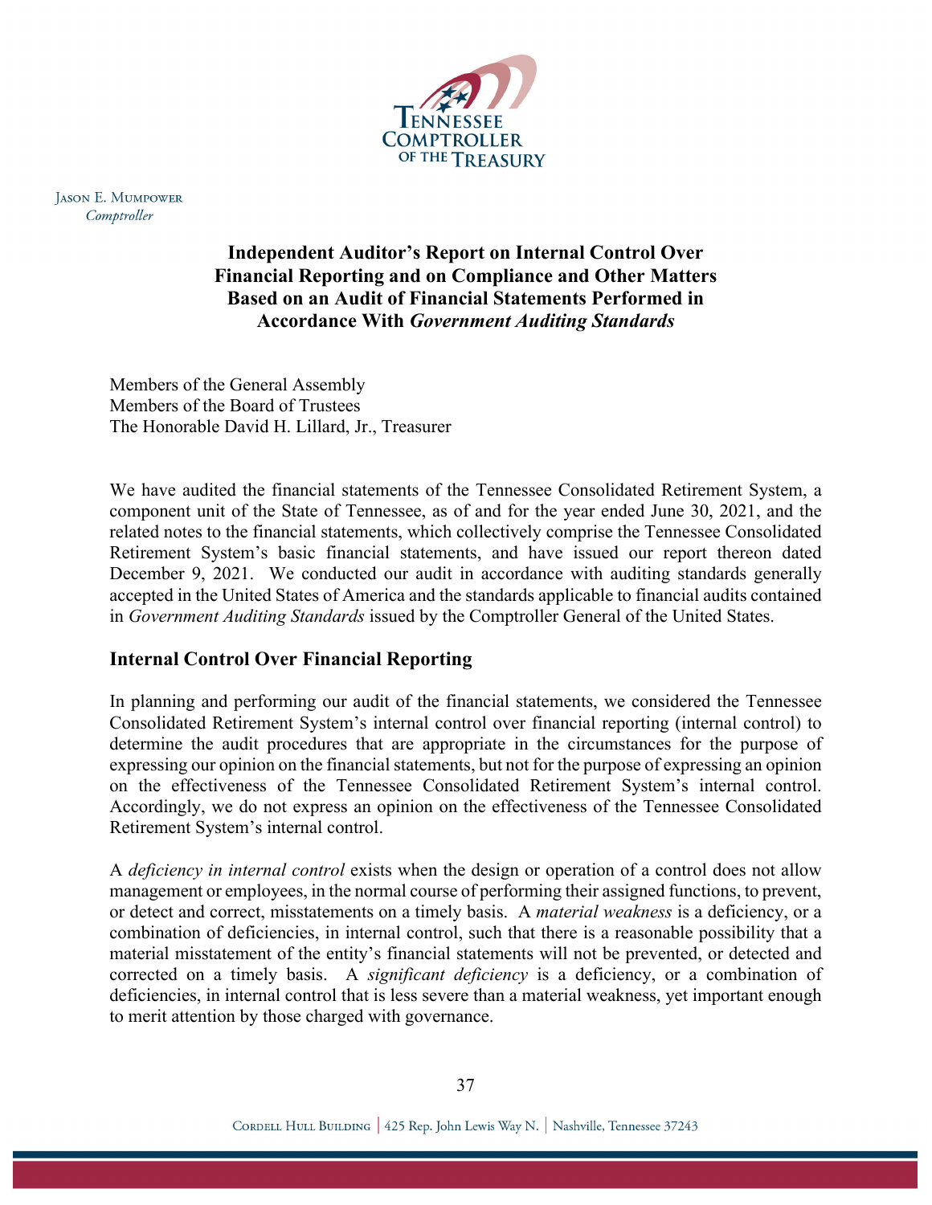Jason E. Mumpower
*Comptroller*

# Independent Auditor's Report on Internal Control Over Financial Reporting and on Compliance and Other Matters Based on an Audit of Financial Statements Performed in Accordance With *Government Auditing Standards*

Members of the General Assembly
Members of the Board of Trustees
The Honorable David H. Lillard, Jr., Treasurer

We have audited the financial statements of the Tennessee Consolidated Retirement System, a component unit of the State of Tennessee, as of and for the year ended June 30, 2021, and the related notes to the financial statements, which collectively comprise the Tennessee Consolidated Retirement System's basic financial statements, and have issued our report thereon dated December 9, 2021. We conducted our audit in accordance with auditing standards generally accepted in the United States of America and the standards applicable to financial audits contained in *Government Auditing Standards* issued by the Comptroller General of the United States.

## Internal Control Over Financial Reporting

In planning and performing our audit of the financial statements, we considered the Tennessee Consolidated Retirement System's internal control over financial reporting (internal control) to determine the audit procedures that are appropriate in the circumstances for the purpose of expressing our opinion on the financial statements, but not for the purpose of expressing an opinion on the effectiveness of the Tennessee Consolidated Retirement System's internal control. Accordingly, we do not express an opinion on the effectiveness of the Tennessee Consolidated Retirement System's internal control.

A *deficiency in internal control* exists when the design or operation of a control does not allow management or employees, in the normal course of performing their assigned functions, to prevent, or detect and correct, misstatements on a timely basis. A *material weakness* is a deficiency, or a combination of deficiencies, in internal control, such that there is a reasonable possibility that a material misstatement of the entity's financial statements will not be prevented, or detected and corrected on a timely basis. A *significant deficiency* is a deficiency, or a combination of deficiencies, in internal control that is less severe than a material weakness, yet important enough to merit attention by those charged with governance.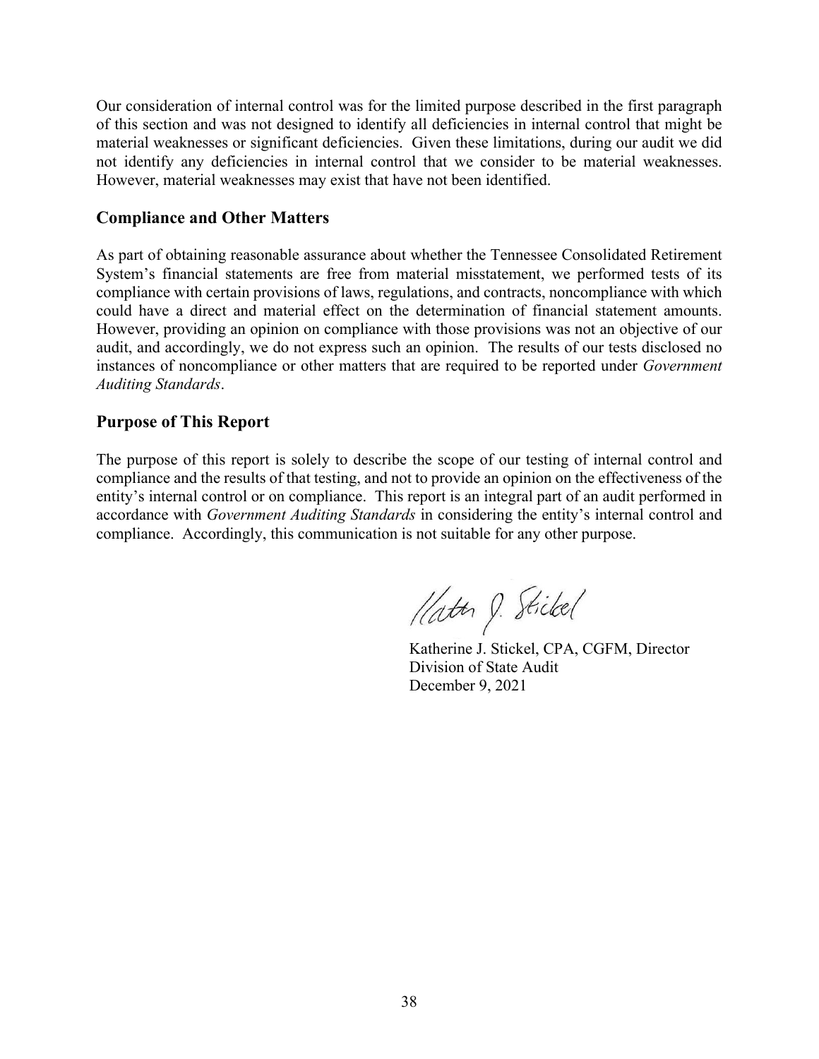Our consideration of internal control was for the limited purpose described in the first paragraph of this section and was not designed to identify all deficiencies in internal control that might be material weaknesses or significant deficiencies. Given these limitations, during our audit we did not identify any deficiencies in internal control that we consider to be material weaknesses. However, material weaknesses may exist that have not been identified.

## Compliance and Other Matters

As part of obtaining reasonable assurance about whether the Tennessee Consolidated Retirement System's financial statements are free from material misstatement, we performed tests of its compliance with certain provisions of laws, regulations, and contracts, noncompliance with which could have a direct and material effect on the determination of financial statement amounts. However, providing an opinion on compliance with those provisions was not an objective of our audit, and accordingly, we do not express such an opinion. The results of our tests disclosed no instances of noncompliance or other matters that are required to be reported under *Government Auditing Standards*.

## Purpose of This Report

The purpose of this report is solely to describe the scope of our testing of internal control and compliance and the results of that testing, and not to provide an opinion on the effectiveness of the entity's internal control or on compliance. This report is an integral part of an audit performed in accordance with *Government Auditing Standards* in considering the entity's internal control and compliance. Accordingly, this communication is not suitable for any other purpose.

Katherine J. Stickel, CPA, CGFM, Director
Division of State Audit
December 9, 2021